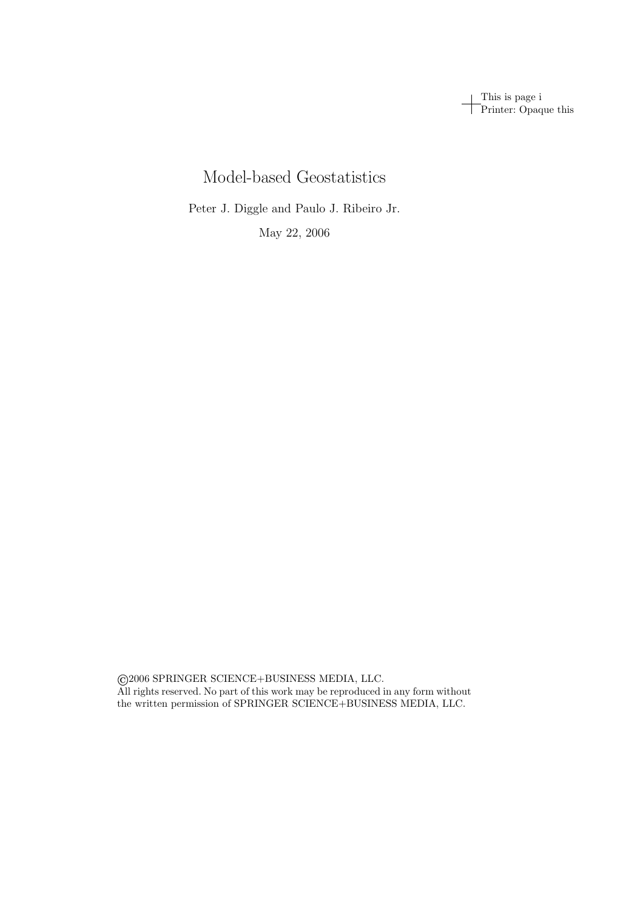# Model-based Geostatistics

Peter J. Diggle and Paulo J. Ribeiro Jr.

May 22, 2006

©2006 SPRINGER SCIENCE+BUSINESS MEDIA, LLC.
All rights reserved. No part of this work may be reproduced in any form without the written permission of SPRINGER SCIENCE+BUSINESS MEDIA, LLC.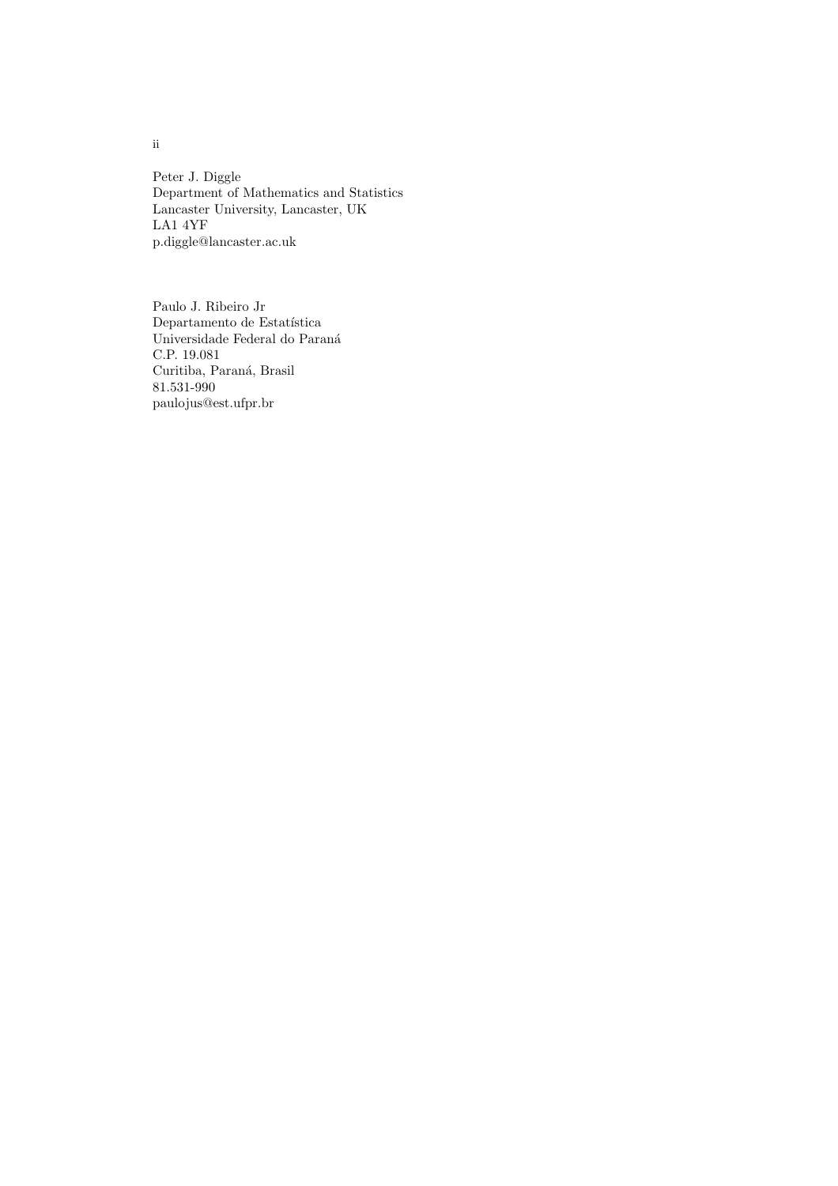Peter J. Diggle
Department of Mathematics and Statistics
Lancaster University, Lancaster, UK
LA1 4YF
p.diggle@lancaster.ac.uk

Paulo J. Ribeiro Jr
Departamento de Estatística
Universidade Federal do Paraná
C.P. 19.081
Curitiba, Paraná, Brasil
81.531-990
paulojus@est.ufpr.br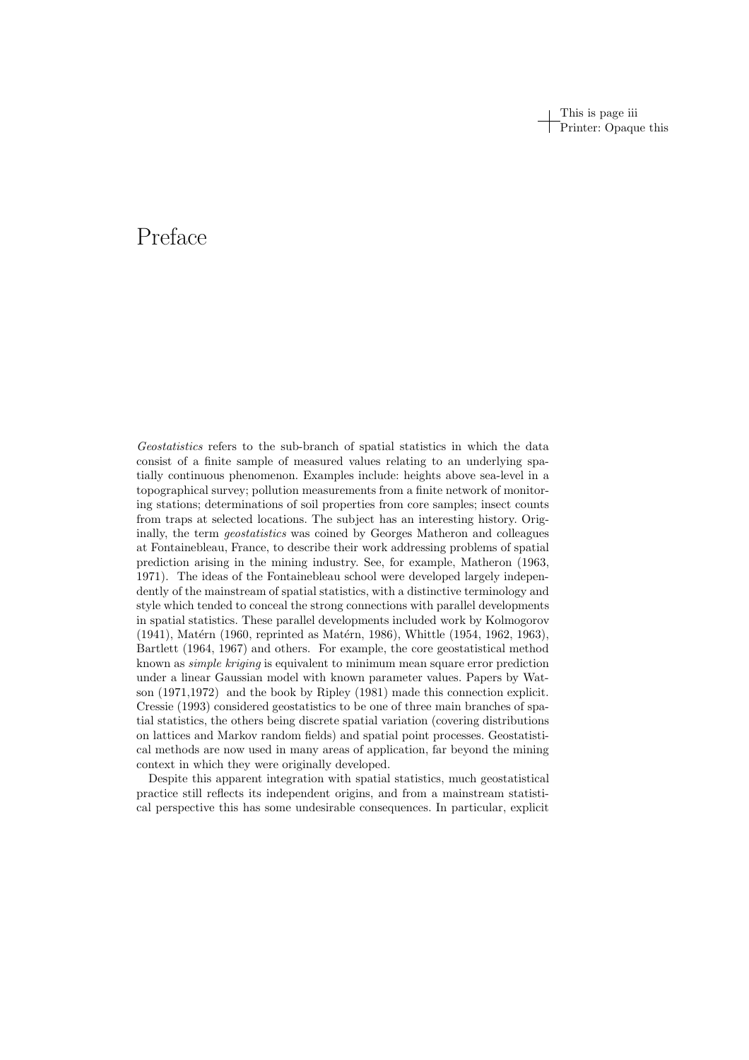# Preface

*Geostatistics* refers to the sub-branch of spatial statistics in which the data consist of a finite sample of measured values relating to an underlying spatially continuous phenomenon. Examples include: heights above sea-level in a topographical survey; pollution measurements from a finite network of monitoring stations; determinations of soil properties from core samples; insect counts from traps at selected locations. The subject has an interesting history. Originally, the term *geostatistics* was coined by Georges Matheron and colleagues at Fontainebleau, France, to describe their work addressing problems of spatial prediction arising in the mining industry. See, for example, Matheron (1963, 1971). The ideas of the Fontainebleau school were developed largely independently of the mainstream of spatial statistics, with a distinctive terminology and style which tended to conceal the strong connections with parallel developments in spatial statistics. These parallel developments included work by Kolmogorov (1941), Matérn (1960, reprinted as Matérn, 1986), Whittle (1954, 1962, 1963), Bartlett (1964, 1967) and others. For example, the core geostatistical method known as *simple kriging* is equivalent to minimum mean square error prediction under a linear Gaussian model with known parameter values. Papers by Watson (1971,1972) and the book by Ripley (1981) made this connection explicit. Cressie (1993) considered geostatistics to be one of three main branches of spatial statistics, the others being discrete spatial variation (covering distributions on lattices and Markov random fields) and spatial point processes. Geostatistical methods are now used in many areas of application, far beyond the mining context in which they were originally developed.

Despite this apparent integration with spatial statistics, much geostatistical practice still reflects its independent origins, and from a mainstream statistical perspective this has some undesirable consequences. In particular, explicit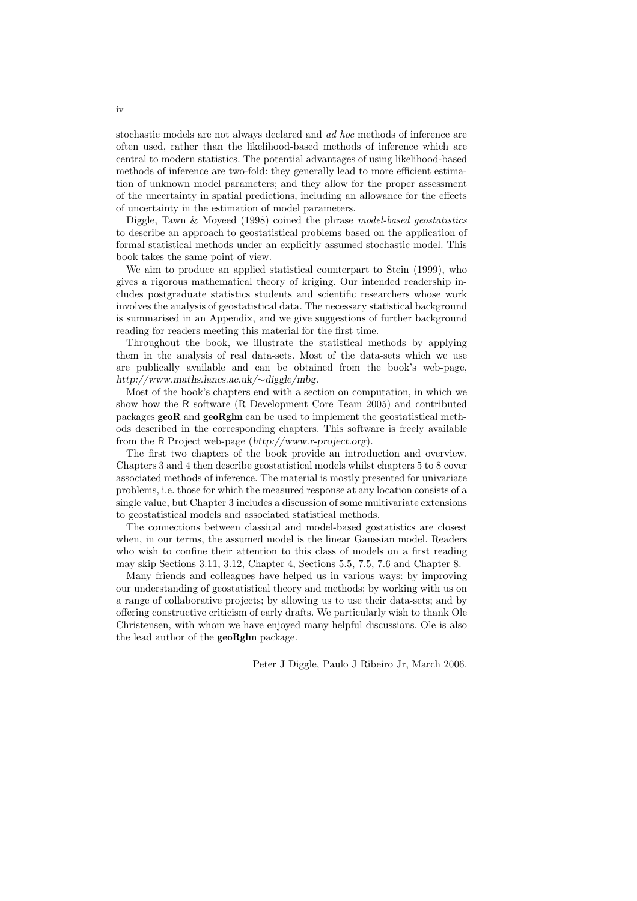stochastic models are not always declared and *ad hoc* methods of inference are often used, rather than the likelihood-based methods of inference which are central to modern statistics. The potential advantages of using likelihood-based methods of inference are two-fold: they generally lead to more efficient estimation of unknown model parameters; and they allow for the proper assessment of the uncertainty in spatial predictions, including an allowance for the effects of uncertainty in the estimation of model parameters.

Diggle, Tawn & Moyeed (1998) coined the phrase *model-based geostatistics* to describe an approach to geostatistical problems based on the application of formal statistical methods under an explicitly assumed stochastic model. This book takes the same point of view.

We aim to produce an applied statistical counterpart to Stein (1999), who gives a rigorous mathematical theory of kriging. Our intended readership includes postgraduate statistics students and scientific researchers whose work involves the analysis of geostatistical data. The necessary statistical background is summarised in an Appendix, and we give suggestions of further background reading for readers meeting this material for the first time.

Throughout the book, we illustrate the statistical methods by applying them in the analysis of real data-sets. Most of the data-sets which we use are publically available and can be obtained from the book's web-page, *http://www.maths.lancs.ac.uk/∼diggle/mbg*.

Most of the book's chapters end with a section on computation, in which we show how the R software (R Development Core Team 2005) and contributed packages **geoR** and **geoRglm** can be used to implement the geostatistical methods described in the corresponding chapters. This software is freely available from the R Project web-page (*http://www.r-project.org*).

The first two chapters of the book provide an introduction and overview. Chapters 3 and 4 then describe geostatistical models whilst chapters 5 to 8 cover associated methods of inference. The material is mostly presented for univariate problems, i.e. those for which the measured response at any location consists of a single value, but Chapter 3 includes a discussion of some multivariate extensions to geostatistical models and associated statistical methods.

The connections between classical and model-based gostatistics are closest when, in our terms, the assumed model is the linear Gaussian model. Readers who wish to confine their attention to this class of models on a first reading may skip Sections 3.11, 3.12, Chapter 4, Sections 5.5, 7.5, 7.6 and Chapter 8.

Many friends and colleagues have helped us in various ways: by improving our understanding of geostatistical theory and methods; by working with us on a range of collaborative projects; by allowing us to use their data-sets; and by offering constructive criticism of early drafts. We particularly wish to thank Ole Christensen, with whom we have enjoyed many helpful discussions. Ole is also the lead author of the **geoRglm** package.

Peter J Diggle, Paulo J Ribeiro Jr, March 2006.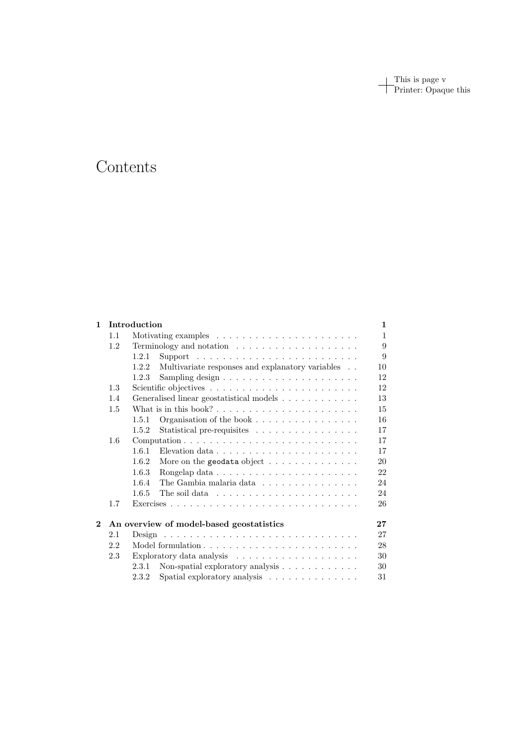# Contents

**1 Introduction** **1**

- 1.1 Motivating examples . . . . . . . . . . . . . . . . . . . . . . 1
- 1.2 Terminology and notation . . . . . . . . . . . . . . . . . . . 9
  - 1.2.1 Support . . . . . . . . . . . . . . . . . . . . . . . . 9
  - 1.2.2 Multivariate responses and explanatory variables . . 10
  - 1.2.3 Sampling design . . . . . . . . . . . . . . . . . . . . 12
- 1.3 Scientific objectives . . . . . . . . . . . . . . . . . . . . . . 12
- 1.4 Generalised linear geostatistical models . . . . . . . . . . . . 13
- 1.5 What is in this book? . . . . . . . . . . . . . . . . . . . . . . 15
  - 1.5.1 Organisation of the book . . . . . . . . . . . . . . . . 16
  - 1.5.2 Statistical pre-requisites . . . . . . . . . . . . . . . . 17
- 1.6 Computation . . . . . . . . . . . . . . . . . . . . . . . . . . . 17
  - 1.6.1 Elevation data . . . . . . . . . . . . . . . . . . . . . . 17
  - 1.6.2 More on the `geodata` object . . . . . . . . . . . . . . 20
  - 1.6.3 Rongelap data . . . . . . . . . . . . . . . . . . . . . . 22
  - 1.6.4 The Gambia malaria data . . . . . . . . . . . . . . . 24
  - 1.6.5 The soil data . . . . . . . . . . . . . . . . . . . . . . 24
- 1.7 Exercises . . . . . . . . . . . . . . . . . . . . . . . . . . . . . 26

**2 An overview of model-based geostatistics** **27**

- 2.1 Design . . . . . . . . . . . . . . . . . . . . . . . . . . . . . . 27
- 2.2 Model formulation . . . . . . . . . . . . . . . . . . . . . . . . 28
- 2.3 Exploratory data analysis . . . . . . . . . . . . . . . . . . . . 30
  - 2.3.1 Non-spatial exploratory analysis . . . . . . . . . . . . 30
  - 2.3.2 Spatial exploratory analysis . . . . . . . . . . . . . . 31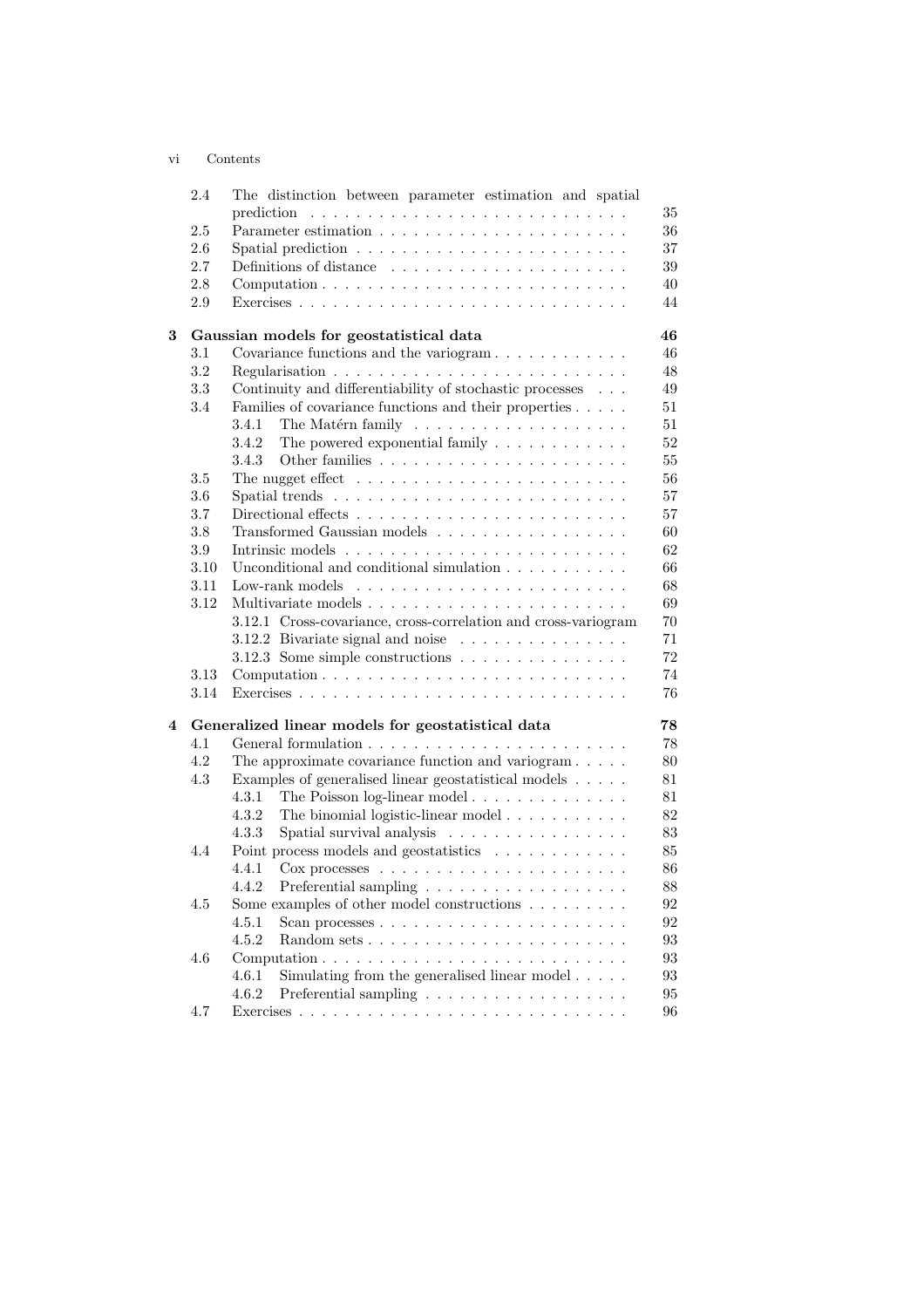| | | |
|---|---|---|
| 2.4 | The distinction between parameter estimation and spatial prediction | 35 |
| 2.5 | Parameter estimation | 36 |
| 2.6 | Spatial prediction | 37 |
| 2.7 | Definitions of distance | 39 |
| 2.8 | Computation | 40 |
| 2.9 | Exercises | 44 |

**3 Gaussian models for geostatistical data** **46**

| | | |
|---|---|---|
| 3.1 | Covariance functions and the variogram | 46 |
| 3.2 | Regularisation | 48 |
| 3.3 | Continuity and differentiability of stochastic processes | 49 |
| 3.4 | Families of covariance functions and their properties | 51 |
| | 3.4.1 The Matérn family | 51 |
| | 3.4.2 The powered exponential family | 52 |
| | 3.4.3 Other families | 55 |
| 3.5 | The nugget effect | 56 |
| 3.6 | Spatial trends | 57 |
| 3.7 | Directional effects | 57 |
| 3.8 | Transformed Gaussian models | 60 |
| 3.9 | Intrinsic models | 62 |
| 3.10 | Unconditional and conditional simulation | 66 |
| 3.11 | Low-rank models | 68 |
| 3.12 | Multivariate models | 69 |
| | 3.12.1 Cross-covariance, cross-correlation and cross-variogram | 70 |
| | 3.12.2 Bivariate signal and noise | 71 |
| | 3.12.3 Some simple constructions | 72 |
| 3.13 | Computation | 74 |
| 3.14 | Exercises | 76 |

**4 Generalized linear models for geostatistical data** **78**

| | | |
|---|---|---|
| 4.1 | General formulation | 78 |
| 4.2 | The approximate covariance function and variogram | 80 |
| 4.3 | Examples of generalised linear geostatistical models | 81 |
| | 4.3.1 The Poisson log-linear model | 81 |
| | 4.3.2 The binomial logistic-linear model | 82 |
| | 4.3.3 Spatial survival analysis | 83 |
| 4.4 | Point process models and geostatistics | 85 |
| | 4.4.1 Cox processes | 86 |
| | 4.4.2 Preferential sampling | 88 |
| 4.5 | Some examples of other model constructions | 92 |
| | 4.5.1 Scan processes | 92 |
| | 4.5.2 Random sets | 93 |
| 4.6 | Computation | 93 |
| | 4.6.1 Simulating from the generalised linear model | 93 |
| | 4.6.2 Preferential sampling | 95 |
| 4.7 | Exercises | 96 |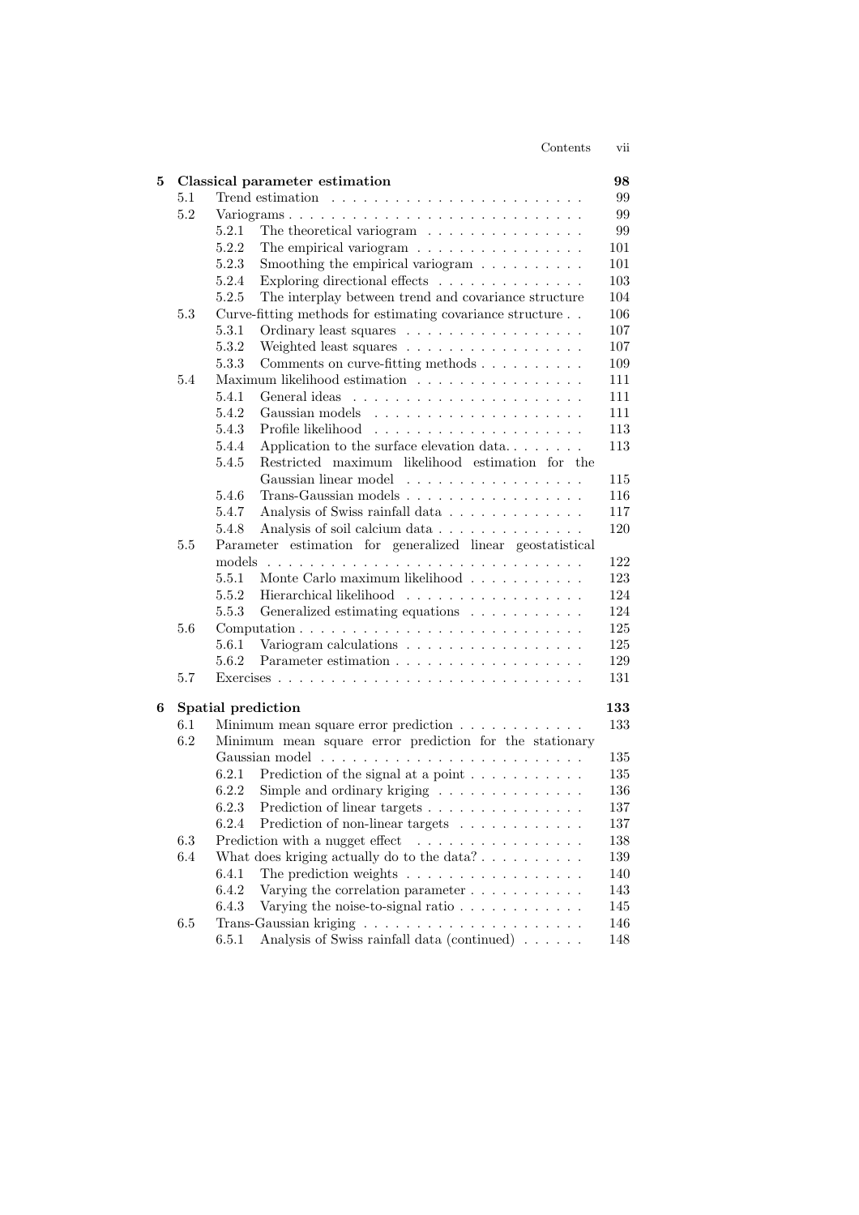| | | | |
|---|---|---|---|
| **5** | **Classical parameter estimation** | | **98** |
| | 5.1 | Trend estimation | 99 |
| | 5.2 | Variograms | 99 |
| | | 5.2.1 The theoretical variogram | 99 |
| | | 5.2.2 The empirical variogram | 101 |
| | | 5.2.3 Smoothing the empirical variogram | 101 |
| | | 5.2.4 Exploring directional effects | 103 |
| | | 5.2.5 The interplay between trend and covariance structure | 104 |
| | 5.3 | Curve-fitting methods for estimating covariance structure | 106 |
| | | 5.3.1 Ordinary least squares | 107 |
| | | 5.3.2 Weighted least squares | 107 |
| | | 5.3.3 Comments on curve-fitting methods | 109 |
| | 5.4 | Maximum likelihood estimation | 111 |
| | | 5.4.1 General ideas | 111 |
| | | 5.4.2 Gaussian models | 111 |
| | | 5.4.3 Profile likelihood | 113 |
| | | 5.4.4 Application to the surface elevation data | 113 |
| | | 5.4.5 Restricted maximum likelihood estimation for the Gaussian linear model | 115 |
| | | 5.4.6 Trans-Gaussian models | 116 |
| | | 5.4.7 Analysis of Swiss rainfall data | 117 |
| | | 5.4.8 Analysis of soil calcium data | 120 |
| | 5.5 | Parameter estimation for generalized linear geostatistical models | 122 |
| | | 5.5.1 Monte Carlo maximum likelihood | 123 |
| | | 5.5.2 Hierarchical likelihood | 124 |
| | | 5.5.3 Generalized estimating equations | 124 |
| | 5.6 | Computation | 125 |
| | | 5.6.1 Variogram calculations | 125 |
| | | 5.6.2 Parameter estimation | 129 |
| | 5.7 | Exercises | 131 |
| **6** | **Spatial prediction** | | **133** |
| | 6.1 | Minimum mean square error prediction | 133 |
| | 6.2 | Minimum mean square error prediction for the stationary Gaussian model | 135 |
| | | 6.2.1 Prediction of the signal at a point | 135 |
| | | 6.2.2 Simple and ordinary kriging | 136 |
| | | 6.2.3 Prediction of linear targets | 137 |
| | | 6.2.4 Prediction of non-linear targets | 137 |
| | 6.3 | Prediction with a nugget effect | 138 |
| | 6.4 | What does kriging actually do to the data? | 139 |
| | | 6.4.1 The prediction weights | 140 |
| | | 6.4.2 Varying the correlation parameter | 143 |
| | | 6.4.3 Varying the noise-to-signal ratio | 145 |
| | 6.5 | Trans-Gaussian kriging | 146 |
| | | 6.5.1 Analysis of Swiss rainfall data (continued) | 148 |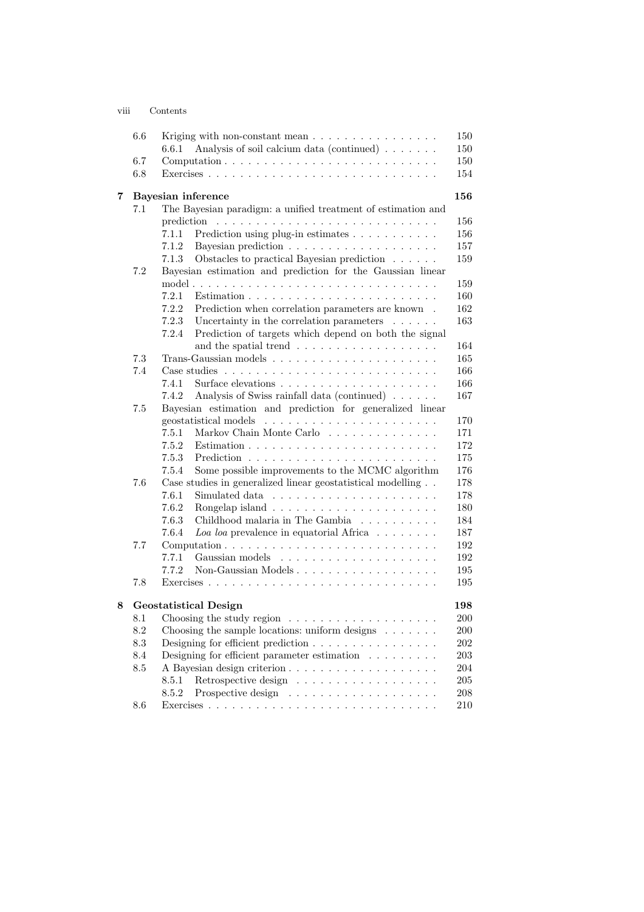| | | |
|---|---|---|
| 6.6 | Kriging with non-constant mean | 150 |
| | 6.6.1 Analysis of soil calcium data (continued) | 150 |
| 6.7 | Computation | 150 |
| 6.8 | Exercises | 154 |
| **7** | **Bayesian inference** | **156** |
| 7.1 | The Bayesian paradigm: a unified treatment of estimation and prediction | 156 |
| | 7.1.1 Prediction using plug-in estimates | 156 |
| | 7.1.2 Bayesian prediction | 157 |
| | 7.1.3 Obstacles to practical Bayesian prediction | 159 |
| 7.2 | Bayesian estimation and prediction for the Gaussian linear model | 159 |
| | 7.2.1 Estimation | 160 |
| | 7.2.2 Prediction when correlation parameters are known | 162 |
| | 7.2.3 Uncertainty in the correlation parameters | 163 |
| | 7.2.4 Prediction of targets which depend on both the signal and the spatial trend | 164 |
| 7.3 | Trans-Gaussian models | 165 |
| 7.4 | Case studies | 166 |
| | 7.4.1 Surface elevations | 166 |
| | 7.4.2 Analysis of Swiss rainfall data (continued) | 167 |
| 7.5 | Bayesian estimation and prediction for generalized linear geostatistical models | 170 |
| | 7.5.1 Markov Chain Monte Carlo | 171 |
| | 7.5.2 Estimation | 172 |
| | 7.5.3 Prediction | 175 |
| | 7.5.4 Some possible improvements to the MCMC algorithm | 176 |
| 7.6 | Case studies in generalized linear geostatistical modelling | 178 |
| | 7.6.1 Simulated data | 178 |
| | 7.6.2 Rongelap island | 180 |
| | 7.6.3 Childhood malaria in The Gambia | 184 |
| | 7.6.4 *Loa loa* prevalence in equatorial Africa | 187 |
| 7.7 | Computation | 192 |
| | 7.7.1 Gaussian models | 192 |
| | 7.7.2 Non-Gaussian Models | 195 |
| 7.8 | Exercises | 195 |
| **8** | **Geostatistical Design** | **198** |
| 8.1 | Choosing the study region | 200 |
| 8.2 | Choosing the sample locations: uniform designs | 200 |
| 8.3 | Designing for efficient prediction | 202 |
| 8.4 | Designing for efficient parameter estimation | 203 |
| 8.5 | A Bayesian design criterion | 204 |
| | 8.5.1 Retrospective design | 205 |
| | 8.5.2 Prospective design | 208 |
| 8.6 | Exercises | 210 |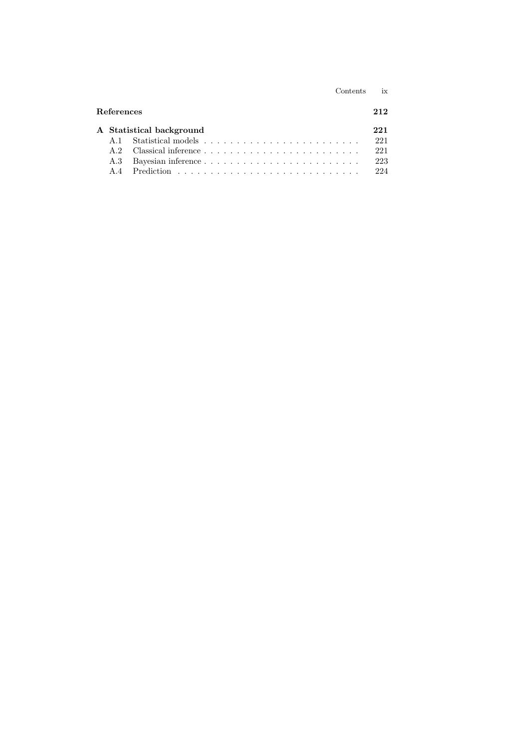**References** 212

**A Statistical background** 221

- A.1 Statistical models . . . . . . . . . . . . . . . . . . . . . . . . 221
- A.2 Classical inference . . . . . . . . . . . . . . . . . . . . . . . . 221
- A.3 Bayesian inference . . . . . . . . . . . . . . . . . . . . . . . . 223
- A.4 Prediction . . . . . . . . . . . . . . . . . . . . . . . . . . . . 224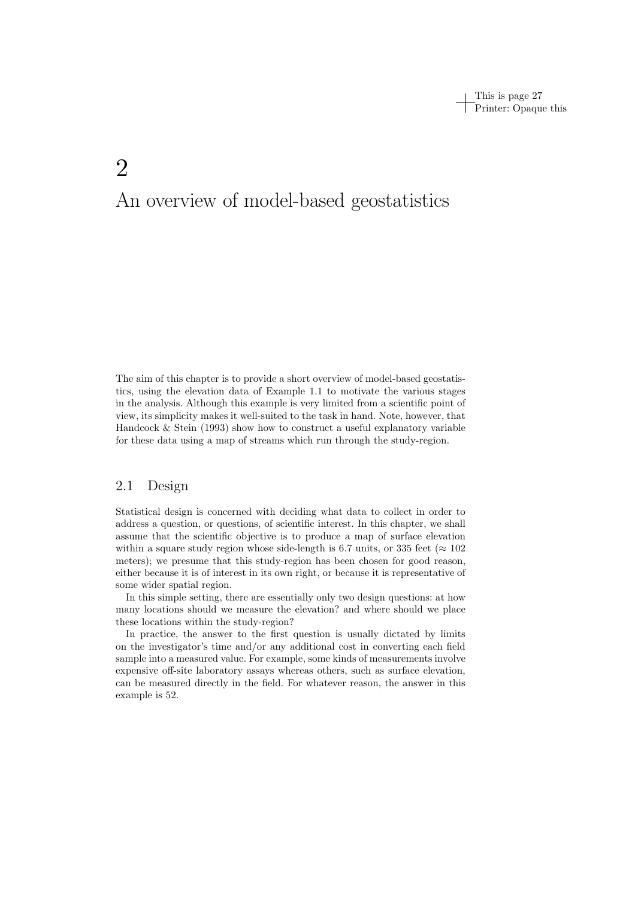# 2

# An overview of model-based geostatistics

The aim of this chapter is to provide a short overview of model-based geostatistics, using the elevation data of Example 1.1 to motivate the various stages in the analysis. Although this example is very limited from a scientific point of view, its simplicity makes it well-suited to the task in hand. Note, however, that Handcock & Stein (1993) show how to construct a useful explanatory variable for these data using a map of streams which run through the study-region.

## 2.1 Design

Statistical design is concerned with deciding what data to collect in order to address a question, or questions, of scientific interest. In this chapter, we shall assume that the scientific objective is to produce a map of surface elevation within a square study region whose side-length is 6.7 units, or 335 feet ($\approx 102$ meters); we presume that this study-region has been chosen for good reason, either because it is of interest in its own right, or because it is representative of some wider spatial region.

In this simple setting, there are essentially only two design questions: at how many locations should we measure the elevation? and where should we place these locations within the study-region?

In practice, the answer to the first question is usually dictated by limits on the investigator's time and/or any additional cost in converting each field sample into a measured value. For example, some kinds of measurements involve expensive off-site laboratory assays whereas others, such as surface elevation, can be measured directly in the field. For whatever reason, the answer in this example is 52.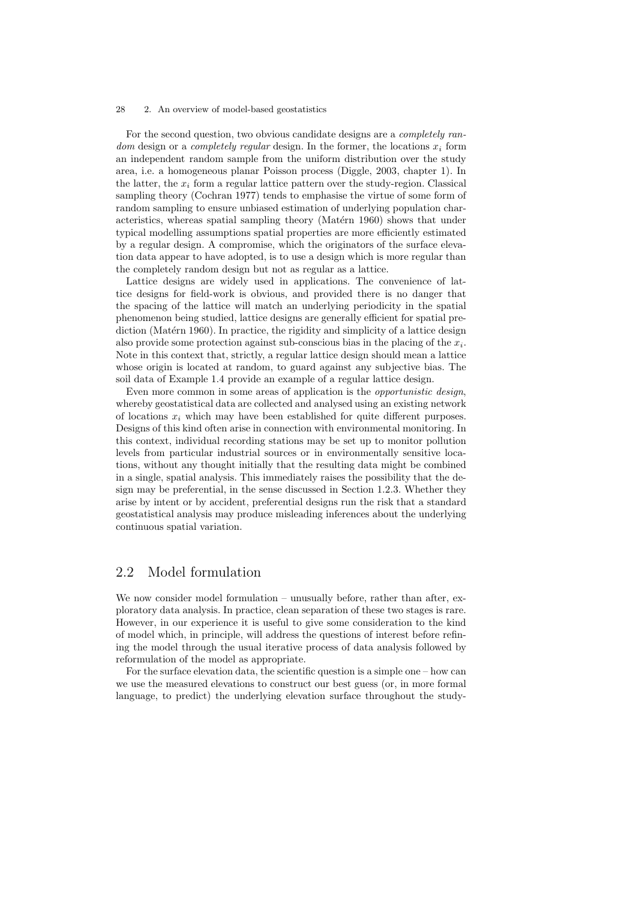For the second question, two obvious candidate designs are a *completely random* design or a *completely regular* design. In the former, the locations $x_i$ form an independent random sample from the uniform distribution over the study area, i.e. a homogeneous planar Poisson process (Diggle, 2003, chapter 1). In the latter, the $x_i$ form a regular lattice pattern over the study-region. Classical sampling theory (Cochran 1977) tends to emphasise the virtue of some form of random sampling to ensure unbiased estimation of underlying population characteristics, whereas spatial sampling theory (Matérn 1960) shows that under typical modelling assumptions spatial properties are more efficiently estimated by a regular design. A compromise, which the originators of the surface elevation data appear to have adopted, is to use a design which is more regular than the completely random design but not as regular as a lattice.

Lattice designs are widely used in applications. The convenience of lattice designs for field-work is obvious, and provided there is no danger that the spacing of the lattice will match an underlying periodicity in the spatial phenomenon being studied, lattice designs are generally efficient for spatial prediction (Matérn 1960). In practice, the rigidity and simplicity of a lattice design also provide some protection against sub-conscious bias in the placing of the $x_i$. Note in this context that, strictly, a regular lattice design should mean a lattice whose origin is located at random, to guard against any subjective bias. The soil data of Example 1.4 provide an example of a regular lattice design.

Even more common in some areas of application is the *opportunistic design*, whereby geostatistical data are collected and analysed using an existing network of locations $x_i$ which may have been established for quite different purposes. Designs of this kind often arise in connection with environmental monitoring. In this context, individual recording stations may be set up to monitor pollution levels from particular industrial sources or in environmentally sensitive locations, without any thought initially that the resulting data might be combined in a single, spatial analysis. This immediately raises the possibility that the design may be preferential, in the sense discussed in Section 1.2.3. Whether they arise by intent or by accident, preferential designs run the risk that a standard geostatistical analysis may produce misleading inferences about the underlying continuous spatial variation.

## 2.2 Model formulation

We now consider model formulation – unusually before, rather than after, exploratory data analysis. In practice, clean separation of these two stages is rare. However, in our experience it is useful to give some consideration to the kind of model which, in principle, will address the questions of interest before refining the model through the usual iterative process of data analysis followed by reformulation of the model as appropriate.

For the surface elevation data, the scientific question is a simple one – how can we use the measured elevations to construct our best guess (or, in more formal language, to predict) the underlying elevation surface throughout the study-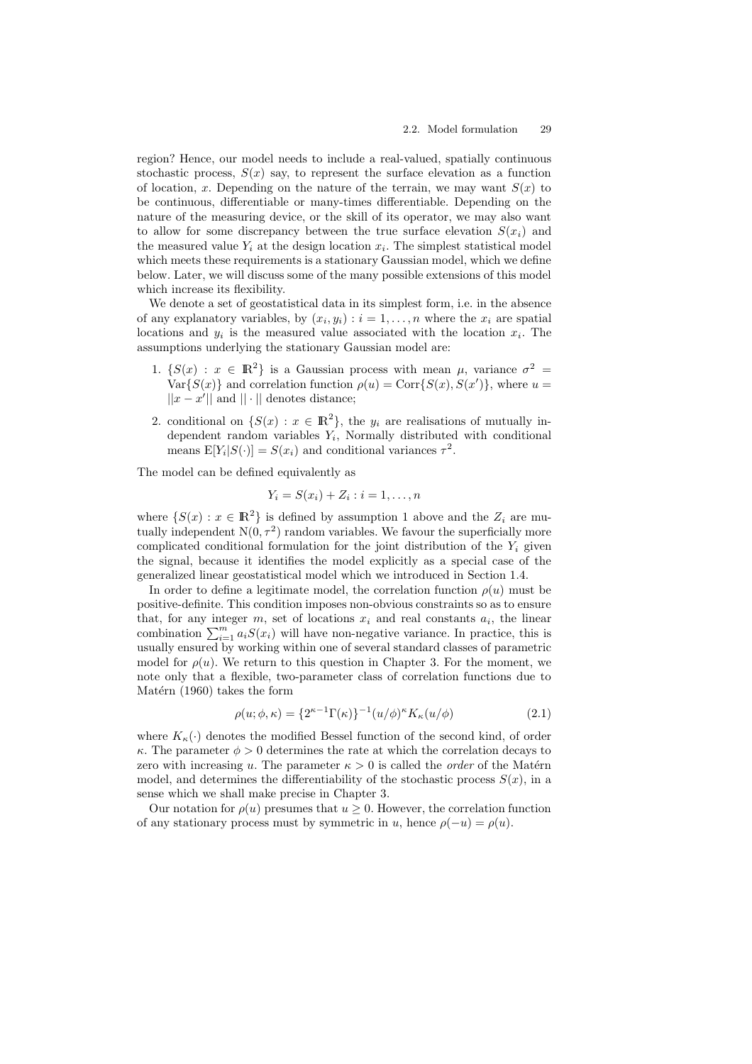region? Hence, our model needs to include a real-valued, spatially continuous stochastic process, $S(x)$ say, to represent the surface elevation as a function of location, $x$. Depending on the nature of the terrain, we may want $S(x)$ to be continuous, differentiable or many-times differentiable. Depending on the nature of the measuring device, or the skill of its operator, we may also want to allow for some discrepancy between the true surface elevation $S(x_i)$ and the measured value $Y_i$ at the design location $x_i$. The simplest statistical model which meets these requirements is a stationary Gaussian model, which we define below. Later, we will discuss some of the many possible extensions of this model which increase its flexibility.

We denote a set of geostatistical data in its simplest form, i.e. in the absence of any explanatory variables, by $(x_i, y_i) : i = 1, \ldots, n$ where the $x_i$ are spatial locations and $y_i$ is the measured value associated with the location $x_i$. The assumptions underlying the stationary Gaussian model are:

1. $\{S(x) : x \in \mathbb{R}^2\}$ is a Gaussian process with mean $\mu$, variance $\sigma^2 = \text{Var}\{S(x)\}$ and correlation function $\rho(u) = \text{Corr}\{S(x), S(x')\}$, where $u = ||x - x'||$ and $|| \cdot ||$ denotes distance;
2. conditional on $\{S(x) : x \in \mathbb{R}^2\}$, the $y_i$ are realisations of mutually independent random variables $Y_i$, Normally distributed with conditional means $\text{E}[Y_i|S(\cdot)] = S(x_i)$ and conditional variances $\tau^2$.

The model can be defined equivalently as

$$Y_i = S(x_i) + Z_i : i = 1, \ldots, n$$

where $\{S(x) : x \in \mathbb{R}^2\}$ is defined by assumption 1 above and the $Z_i$ are mutually independent $\text{N}(0, \tau^2)$ random variables. We favour the superficially more complicated conditional formulation for the joint distribution of the $Y_i$ given the signal, because it identifies the model explicitly as a special case of the generalized linear geostatistical model which we introduced in Section 1.4.

In order to define a legitimate model, the correlation function $\rho(u)$ must be positive-definite. This condition imposes non-obvious constraints so as to ensure that, for any integer $m$, set of locations $x_i$ and real constants $a_i$, the linear combination $\sum_{i=1}^{m} a_i S(x_i)$ will have non-negative variance. In practice, this is usually ensured by working within one of several standard classes of parametric model for $\rho(u)$. We return to this question in Chapter 3. For the moment, we note only that a flexible, two-parameter class of correlation functions due to Matérn (1960) takes the form

$$\rho(u; \phi, \kappa) = \{2^{\kappa-1}\Gamma(\kappa)\}^{-1}(u/\phi)^{\kappa} K_{\kappa}(u/\phi) \tag{2.1}$$

where $K_{\kappa}(\cdot)$ denotes the modified Bessel function of the second kind, of order $\kappa$. The parameter $\phi > 0$ determines the rate at which the correlation decays to zero with increasing $u$. The parameter $\kappa > 0$ is called the *order* of the Matérn model, and determines the differentiability of the stochastic process $S(x)$, in a sense which we shall make precise in Chapter 3.

Our notation for $\rho(u)$ presumes that $u \geq 0$. However, the correlation function of any stationary process must by symmetric in $u$, hence $\rho(-u) = \rho(u)$.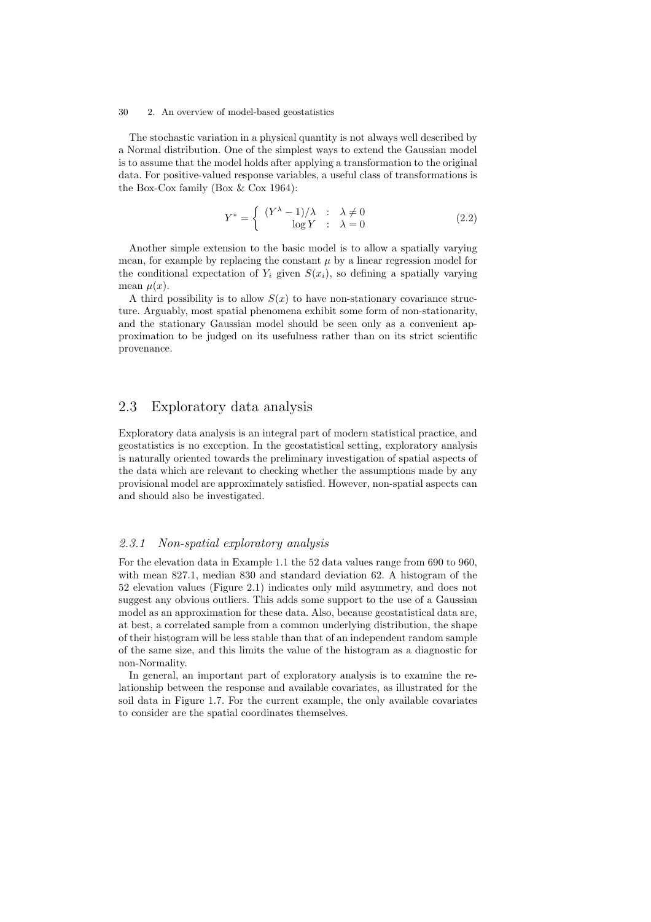The stochastic variation in a physical quantity is not always well described by a Normal distribution. One of the simplest ways to extend the Gaussian model is to assume that the model holds after applying a transformation to the original data. For positive-valued response variables, a useful class of transformations is the Box-Cox family (Box & Cox 1964):

$$Y^* = \begin{cases} (Y^\lambda - 1)/\lambda & : \quad \lambda \neq 0 \\ \log Y & : \quad \lambda = 0 \end{cases} \tag{2.2}$$

Another simple extension to the basic model is to allow a spatially varying mean, for example by replacing the constant $\mu$ by a linear regression model for the conditional expectation of $Y_i$ given $S(x_i)$, so defining a spatially varying mean $\mu(x)$.

A third possibility is to allow $S(x)$ to have non-stationary covariance structure. Arguably, most spatial phenomena exhibit some form of non-stationarity, and the stationary Gaussian model should be seen only as a convenient approximation to be judged on its usefulness rather than on its strict scientific provenance.

## 2.3 Exploratory data analysis

Exploratory data analysis is an integral part of modern statistical practice, and geostatistics is no exception. In the geostatistical setting, exploratory analysis is naturally oriented towards the preliminary investigation of spatial aspects of the data which are relevant to checking whether the assumptions made by any provisional model are approximately satisfied. However, non-spatial aspects can and should also be investigated.

### *2.3.1 Non-spatial exploratory analysis*

For the elevation data in Example 1.1 the 52 data values range from 690 to 960, with mean 827.1, median 830 and standard deviation 62. A histogram of the 52 elevation values (Figure 2.1) indicates only mild asymmetry, and does not suggest any obvious outliers. This adds some support to the use of a Gaussian model as an approximation for these data. Also, because geostatistical data are, at best, a correlated sample from a common underlying distribution, the shape of their histogram will be less stable than that of an independent random sample of the same size, and this limits the value of the histogram as a diagnostic for non-Normality.

In general, an important part of exploratory analysis is to examine the relationship between the response and available covariates, as illustrated for the soil data in Figure 1.7. For the current example, the only available covariates to consider are the spatial coordinates themselves.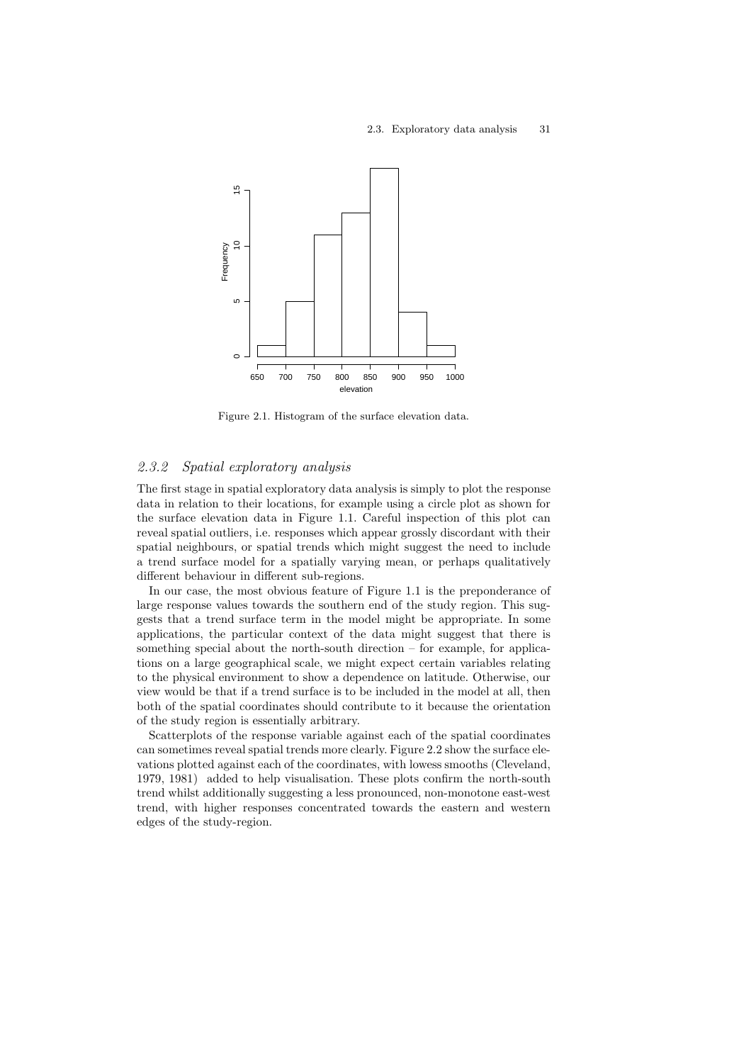Figure 2.1. Histogram of the surface elevation data.

### 2.3.2 *Spatial exploratory analysis*

The first stage in spatial exploratory data analysis is simply to plot the response data in relation to their locations, for example using a circle plot as shown for the surface elevation data in Figure 1.1. Careful inspection of this plot can reveal spatial outliers, i.e. responses which appear grossly discordant with their spatial neighbours, or spatial trends which might suggest the need to include a trend surface model for a spatially varying mean, or perhaps qualitatively different behaviour in different sub-regions.

In our case, the most obvious feature of Figure 1.1 is the preponderance of large response values towards the southern end of the study region. This suggests that a trend surface term in the model might be appropriate. In some applications, the particular context of the data might suggest that there is something special about the north-south direction – for example, for applications on a large geographical scale, we might expect certain variables relating to the physical environment to show a dependence on latitude. Otherwise, our view would be that if a trend surface is to be included in the model at all, then both of the spatial coordinates should contribute to it because the orientation of the study region is essentially arbitrary.

Scatterplots of the response variable against each of the spatial coordinates can sometimes reveal spatial trends more clearly. Figure 2.2 show the surface elevations plotted against each of the coordinates, with lowess smooths (Cleveland, 1979, 1981) added to help visualisation. These plots confirm the north-south trend whilst additionally suggesting a less pronounced, non-monotone east-west trend, with higher responses concentrated towards the eastern and western edges of the study-region.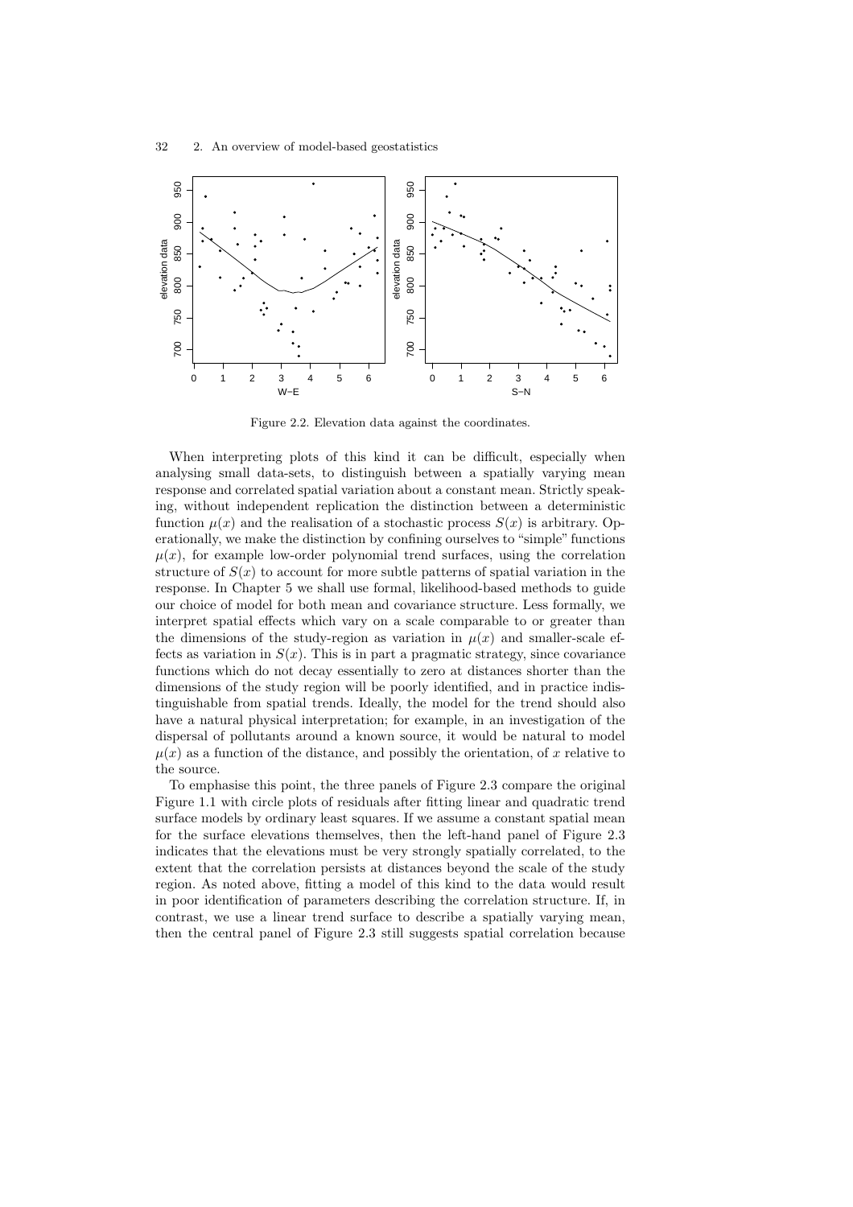Figure 2.2. Elevation data against the coordinates.

When interpreting plots of this kind it can be difficult, especially when analysing small data-sets, to distinguish between a spatially varying mean response and correlated spatial variation about a constant mean. Strictly speaking, without independent replication the distinction between a deterministic function $\mu(x)$ and the realisation of a stochastic process $S(x)$ is arbitrary. Operationally, we make the distinction by confining ourselves to "simple" functions $\mu(x)$, for example low-order polynomial trend surfaces, using the correlation structure of $S(x)$ to account for more subtle patterns of spatial variation in the response. In Chapter 5 we shall use formal, likelihood-based methods to guide our choice of model for both mean and covariance structure. Less formally, we interpret spatial effects which vary on a scale comparable to or greater than the dimensions of the study-region as variation in $\mu(x)$ and smaller-scale effects as variation in $S(x)$. This is in part a pragmatic strategy, since covariance functions which do not decay essentially to zero at distances shorter than the dimensions of the study region will be poorly identified, and in practice indistinguishable from spatial trends. Ideally, the model for the trend should also have a natural physical interpretation; for example, in an investigation of the dispersal of pollutants around a known source, it would be natural to model $\mu(x)$ as a function of the distance, and possibly the orientation, of $x$ relative to the source.

To emphasise this point, the three panels of Figure 2.3 compare the original Figure 1.1 with circle plots of residuals after fitting linear and quadratic trend surface models by ordinary least squares. If we assume a constant spatial mean for the surface elevations themselves, then the left-hand panel of Figure 2.3 indicates that the elevations must be very strongly spatially correlated, to the extent that the correlation persists at distances beyond the scale of the study region. As noted above, fitting a model of this kind to the data would result in poor identification of parameters describing the correlation structure. If, in contrast, we use a linear trend surface to describe a spatially varying mean, then the central panel of Figure 2.3 still suggests spatial correlation because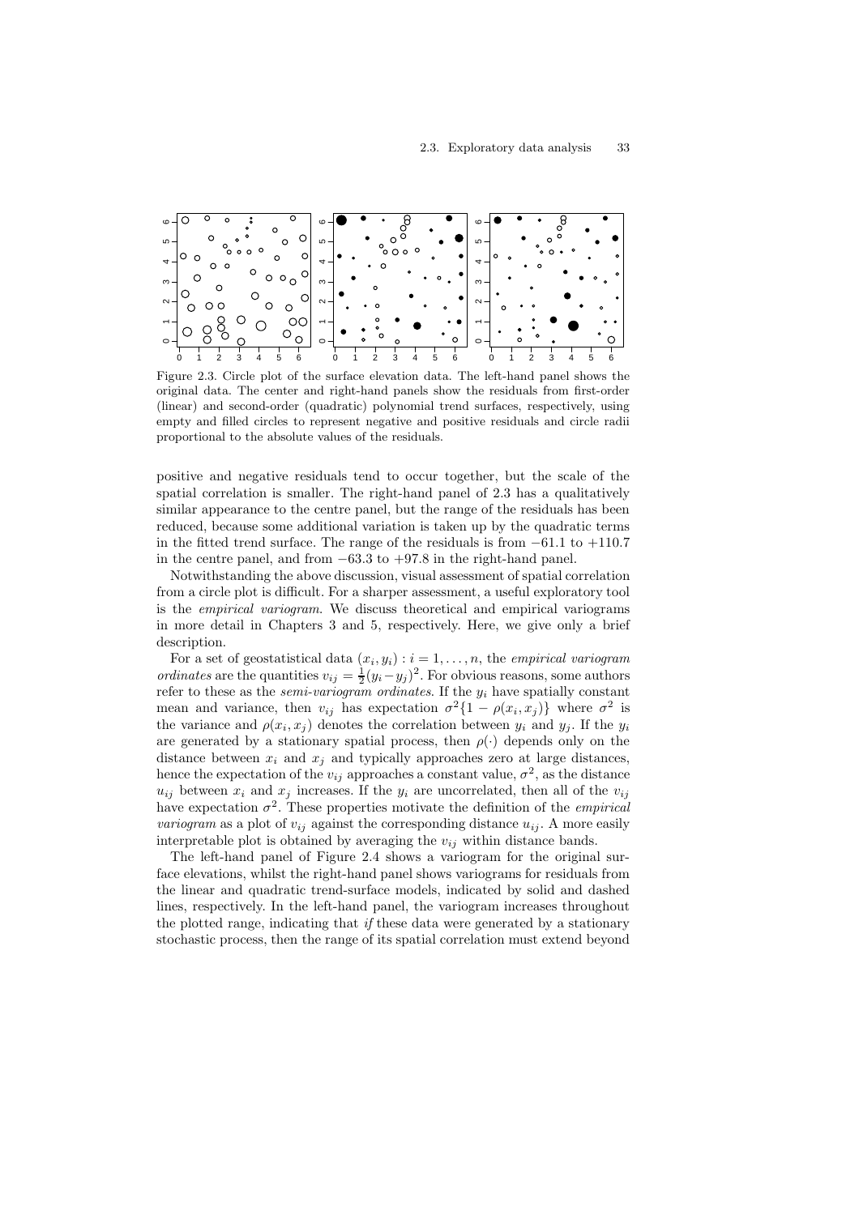Figure 2.3. Circle plot of the surface elevation data. The left-hand panel shows the original data. The center and right-hand panels show the residuals from first-order (linear) and second-order (quadratic) polynomial trend surfaces, respectively, using empty and filled circles to represent negative and positive residuals and circle radii proportional to the absolute values of the residuals.

positive and negative residuals tend to occur together, but the scale of the spatial correlation is smaller. The right-hand panel of 2.3 has a qualitatively similar appearance to the centre panel, but the range of the residuals has been reduced, because some additional variation is taken up by the quadratic terms in the fitted trend surface. The range of the residuals is from $-61.1$ to $+110.7$ in the centre panel, and from $-63.3$ to $+97.8$ in the right-hand panel.

Notwithstanding the above discussion, visual assessment of spatial correlation from a circle plot is difficult. For a sharper assessment, a useful exploratory tool is the *empirical variogram*. We discuss theoretical and empirical variograms in more detail in Chapters 3 and 5, respectively. Here, we give only a brief description.

For a set of geostatistical data $(x_i, y_i) : i = 1, \ldots, n$, the *empirical variogram ordinates* are the quantities $v_{ij} = \frac{1}{2}(y_i - y_j)^2$. For obvious reasons, some authors refer to these as the *semi-variogram ordinates*. If the $y_i$ have spatially constant mean and variance, then $v_{ij}$ has expectation $\sigma^2\{1 - \rho(x_i, x_j)\}$ where $\sigma^2$ is the variance and $\rho(x_i, x_j)$ denotes the correlation between $y_i$ and $y_j$. If the $y_i$ are generated by a stationary spatial process, then $\rho(\cdot)$ depends only on the distance between $x_i$ and $x_j$ and typically approaches zero at large distances, hence the expectation of the $v_{ij}$ approaches a constant value, $\sigma^2$, as the distance $u_{ij}$ between $x_i$ and $x_j$ increases. If the $y_i$ are uncorrelated, then all of the $v_{ij}$ have expectation $\sigma^2$. These properties motivate the definition of the *empirical variogram* as a plot of $v_{ij}$ against the corresponding distance $u_{ij}$. A more easily interpretable plot is obtained by averaging the $v_{ij}$ within distance bands.

The left-hand panel of Figure 2.4 shows a variogram for the original surface elevations, whilst the right-hand panel shows variograms for residuals from the linear and quadratic trend-surface models, indicated by solid and dashed lines, respectively. In the left-hand panel, the variogram increases throughout the plotted range, indicating that *if* these data were generated by a stationary stochastic process, then the range of its spatial correlation must extend beyond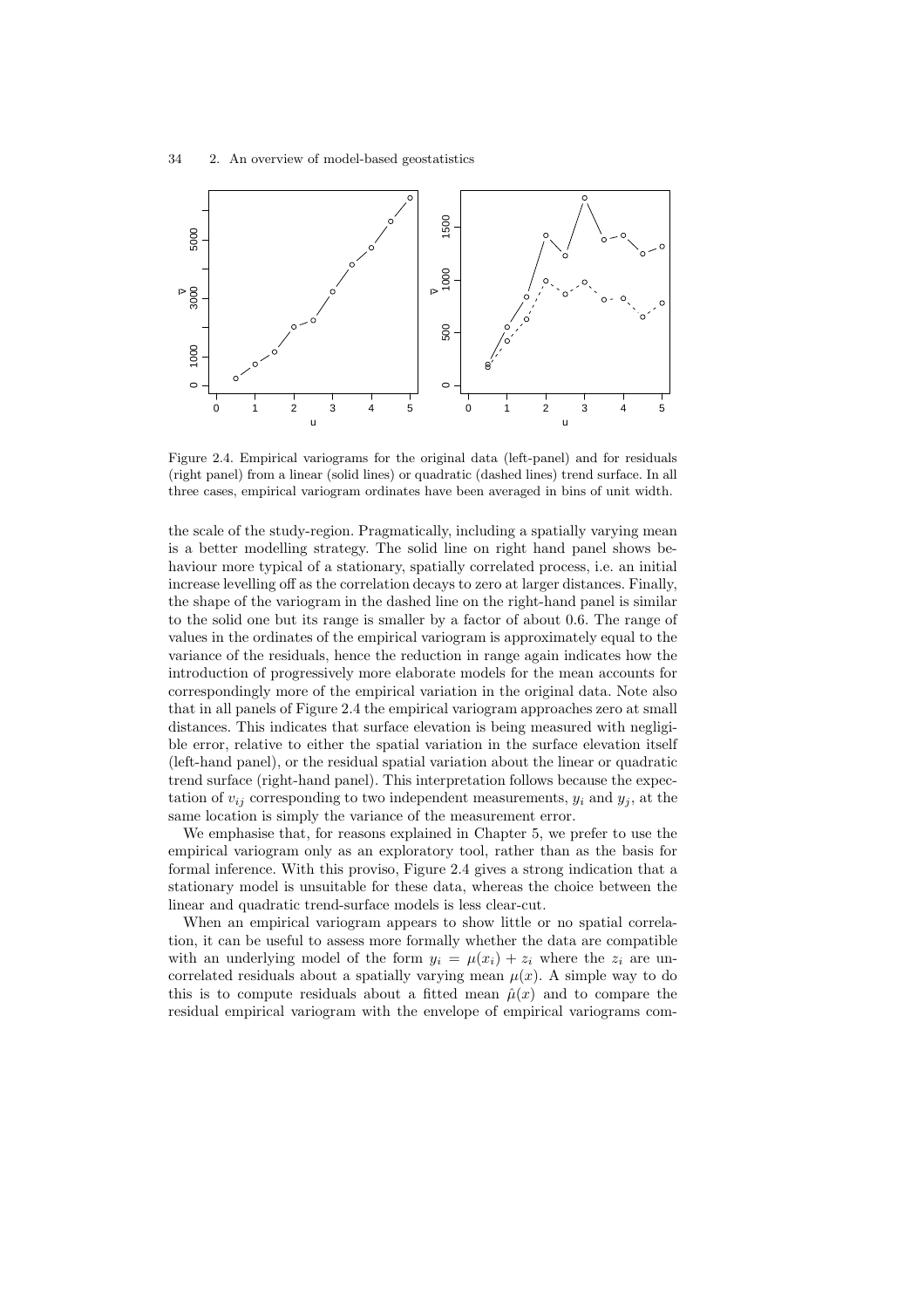Figure 2.4. Empirical variograms for the original data (left-panel) and for residuals (right panel) from a linear (solid lines) or quadratic (dashed lines) trend surface. In all three cases, empirical variogram ordinates have been averaged in bins of unit width.

the scale of the study-region. Pragmatically, including a spatially varying mean is a better modelling strategy. The solid line on right hand panel shows behaviour more typical of a stationary, spatially correlated process, i.e. an initial increase levelling off as the correlation decays to zero at larger distances. Finally, the shape of the variogram in the dashed line on the right-hand panel is similar to the solid one but its range is smaller by a factor of about 0.6. The range of values in the ordinates of the empirical variogram is approximately equal to the variance of the residuals, hence the reduction in range again indicates how the introduction of progressively more elaborate models for the mean accounts for correspondingly more of the empirical variation in the original data. Note also that in all panels of Figure 2.4 the empirical variogram approaches zero at small distances. This indicates that surface elevation is being measured with negligible error, relative to either the spatial variation in the surface elevation itself (left-hand panel), or the residual spatial variation about the linear or quadratic trend surface (right-hand panel). This interpretation follows because the expectation of $v_{ij}$ corresponding to two independent measurements, $y_i$ and $y_j$, at the same location is simply the variance of the measurement error.

We emphasise that, for reasons explained in Chapter 5, we prefer to use the empirical variogram only as an exploratory tool, rather than as the basis for formal inference. With this proviso, Figure 2.4 gives a strong indication that a stationary model is unsuitable for these data, whereas the choice between the linear and quadratic trend-surface models is less clear-cut.

When an empirical variogram appears to show little or no spatial correlation, it can be useful to assess more formally whether the data are compatible with an underlying model of the form $y_i = \mu(x_i) + z_i$ where the $z_i$ are uncorrelated residuals about a spatially varying mean $\mu(x)$. A simple way to do this is to compute residuals about a fitted mean $\hat{\mu}(x)$ and to compare the residual empirical variogram with the envelope of empirical variograms com-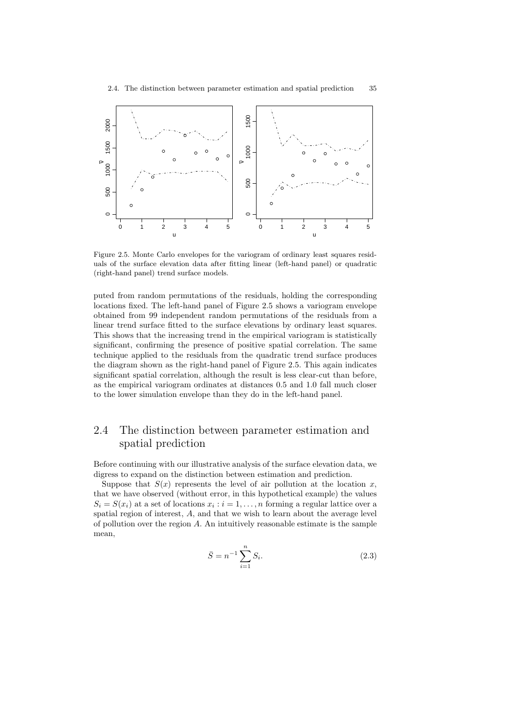Figure 2.5. Monte Carlo envelopes for the variogram of ordinary least squares residuals of the surface elevation data after fitting linear (left-hand panel) or quadratic (right-hand panel) trend surface models.

puted from random permutations of the residuals, holding the corresponding locations fixed. The left-hand panel of Figure 2.5 shows a variogram envelope obtained from 99 independent random permutations of the residuals from a linear trend surface fitted to the surface elevations by ordinary least squares. This shows that the increasing trend in the empirical variogram is statistically significant, confirming the presence of positive spatial correlation. The same technique applied to the residuals from the quadratic trend surface produces the diagram shown as the right-hand panel of Figure 2.5. This again indicates significant spatial correlation, although the result is less clear-cut than before, as the empirical variogram ordinates at distances 0.5 and 1.0 fall much closer to the lower simulation envelope than they do in the left-hand panel.

## 2.4 The distinction between parameter estimation and spatial prediction

Before continuing with our illustrative analysis of the surface elevation data, we digress to expand on the distinction between estimation and prediction.

Suppose that $S(x)$ represents the level of air pollution at the location $x$, that we have observed (without error, in this hypothetical example) the values $S_i = S(x_i)$ at a set of locations $x_i : i = 1, \ldots, n$ forming a regular lattice over a spatial region of interest, $A$, and that we wish to learn about the average level of pollution over the region $A$. An intuitively reasonable estimate is the sample mean,

$$\bar{S} = n^{-1} \sum_{i=1}^{n} S_i. \tag{2.3}$$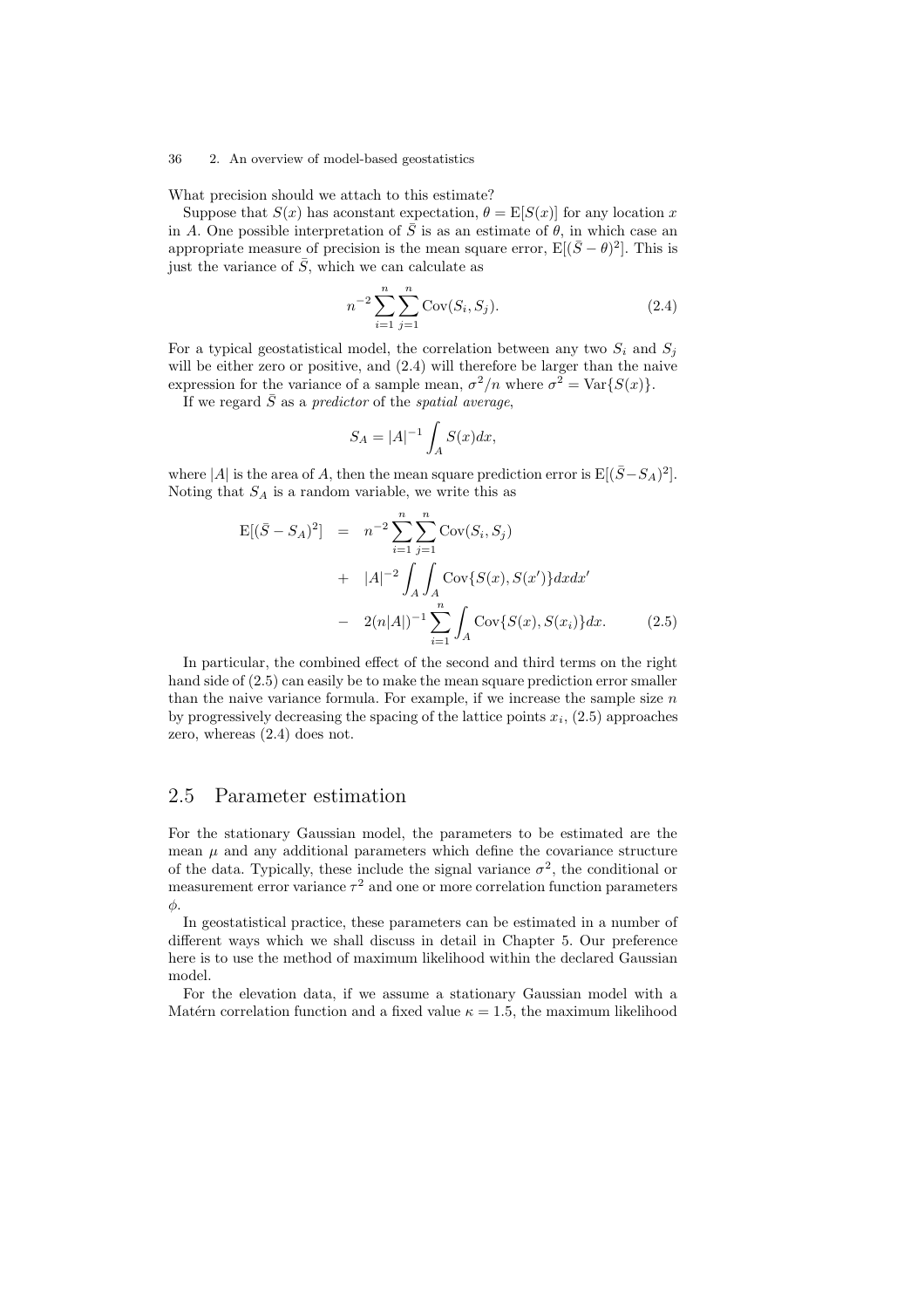What precision should we attach to this estimate?

Suppose that $S(x)$ has aconstant expectation, $\theta = \mathrm{E}[S(x)]$ for any location $x$ in $A$. One possible interpretation of $\bar{S}$ is as an estimate of $\theta$, in which case an appropriate measure of precision is the mean square error, $\mathrm{E}[(\bar{S} - \theta)^2]$. This is just the variance of $\bar{S}$, which we can calculate as

$$n^{-2} \sum_{i=1}^{n} \sum_{j=1}^{n} \mathrm{Cov}(S_i, S_j). \tag{2.4}$$

For a typical geostatistical model, the correlation between any two $S_i$ and $S_j$ will be either zero or positive, and (2.4) will therefore be larger than the naive expression for the variance of a sample mean, $\sigma^2/n$ where $\sigma^2 = \mathrm{Var}\{S(x)\}$.

If we regard $\bar{S}$ as a *predictor* of the *spatial average*,

$$S_A = |A|^{-1} \int_A S(x) dx,$$

where $|A|$ is the area of $A$, then the mean square prediction error is $\mathrm{E}[(\bar{S} - S_A)^2]$. Noting that $S_A$ is a random variable, we write this as

$$\begin{aligned}
\mathrm{E}[(\bar{S} - S_A)^2] &= n^{-2} \sum_{i=1}^{n} \sum_{j=1}^{n} \mathrm{Cov}(S_i, S_j) \\
&+ |A|^{-2} \int_A \int_A \mathrm{Cov}\{S(x), S(x')\} dx dx' \\
&- 2(n|A|)^{-1} \sum_{i=1}^{n} \int_A \mathrm{Cov}\{S(x), S(x_i)\} dx. 
\end{aligned} \tag{2.5}$$

In particular, the combined effect of the second and third terms on the right hand side of (2.5) can easily be to make the mean square prediction error smaller than the naive variance formula. For example, if we increase the sample size $n$ by progressively decreasing the spacing of the lattice points $x_i$, (2.5) approaches zero, whereas (2.4) does not.

## 2.5 Parameter estimation

For the stationary Gaussian model, the parameters to be estimated are the mean $\mu$ and any additional parameters which define the covariance structure of the data. Typically, these include the signal variance $\sigma^2$, the conditional or measurement error variance $\tau^2$ and one or more correlation function parameters $\phi$.

In geostatistical practice, these parameters can be estimated in a number of different ways which we shall discuss in detail in Chapter 5. Our preference here is to use the method of maximum likelihood within the declared Gaussian model.

For the elevation data, if we assume a stationary Gaussian model with a Matérn correlation function and a fixed value $\kappa = 1.5$, the maximum likelihood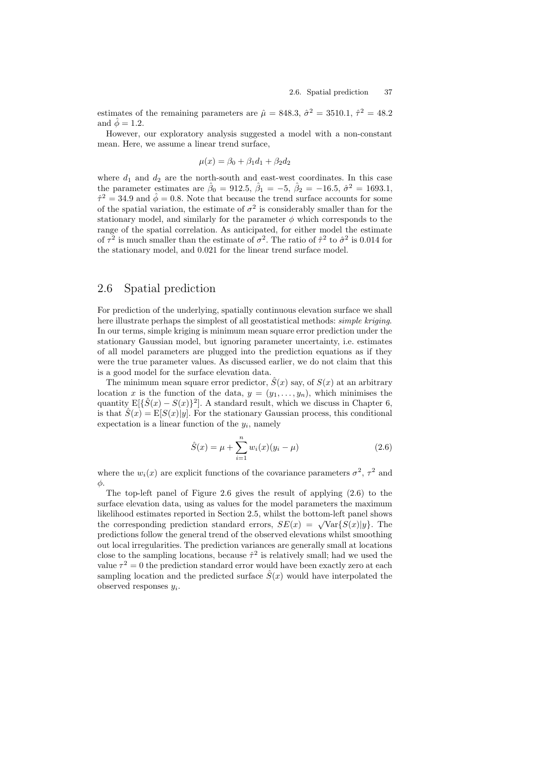estimates of the remaining parameters are $\hat{\mu} = 848.3$, $\hat{\sigma}^2 = 3510.1$, $\hat{\tau}^2 = 48.2$ and $\hat{\phi} = 1.2$.

However, our exploratory analysis suggested a model with a non-constant mean. Here, we assume a linear trend surface,

$$\mu(x) = \beta_0 + \beta_1 d_1 + \beta_2 d_2$$

where $d_1$ and $d_2$ are the north-south and east-west coordinates. In this case the parameter estimates are $\hat{\beta}_0 = 912.5$, $\hat{\beta}_1 = -5$, $\hat{\beta}_2 = -16.5$, $\hat{\sigma}^2 = 1693.1$, $\hat{\tau}^2 = 34.9$ and $\hat{\phi} = 0.8$. Note that because the trend surface accounts for some of the spatial variation, the estimate of $\sigma^2$ is considerably smaller than for the stationary model, and similarly for the parameter $\phi$ which corresponds to the range of the spatial correlation. As anticipated, for either model the estimate of $\tau^2$ is much smaller than the estimate of $\sigma^2$. The ratio of $\hat{\tau}^2$ to $\hat{\sigma}^2$ is 0.014 for the stationary model, and 0.021 for the linear trend surface model.

## 2.6 Spatial prediction

For prediction of the underlying, spatially continuous elevation surface we shall here illustrate perhaps the simplest of all geostatistical methods: *simple kriging*. In our terms, simple kriging is minimum mean square error prediction under the stationary Gaussian model, but ignoring parameter uncertainty, i.e. estimates of all model parameters are plugged into the prediction equations as if they were the true parameter values. As discussed earlier, we do not claim that this is a good model for the surface elevation data.

The minimum mean square error predictor, $\hat{S}(x)$ say, of $S(x)$ at an arbitrary location $x$ is the function of the data, $y = (y_1, \ldots, y_n)$, which minimises the quantity $\mathrm{E}[\{\hat{S}(x) - S(x)\}^2]$. A standard result, which we discuss in Chapter 6, is that $\hat{S}(x) = \mathrm{E}[S(x)|y]$. For the stationary Gaussian process, this conditional expectation is a linear function of the $y_i$, namely

$$\hat{S}(x) = \mu + \sum_{i=1}^{n} w_i(x)(y_i - \mu) \tag{2.6}$$

where the $w_i(x)$ are explicit functions of the covariance parameters $\sigma^2$, $\tau^2$ and $\phi$.

The top-left panel of Figure 2.6 gives the result of applying (2.6) to the surface elevation data, using as values for the model parameters the maximum likelihood estimates reported in Section 2.5, whilst the bottom-left panel shows the corresponding prediction standard errors, $SE(x) = \sqrt{\mathrm{Var}\{S(x)|y\}}$. The predictions follow the general trend of the observed elevations whilst smoothing out local irregularities. The prediction variances are generally small at locations close to the sampling locations, because $\hat{\tau}^2$ is relatively small; had we used the value $\tau^2 = 0$ the prediction standard error would have been exactly zero at each sampling location and the predicted surface $\hat{S}(x)$ would have interpolated the observed responses $y_i$.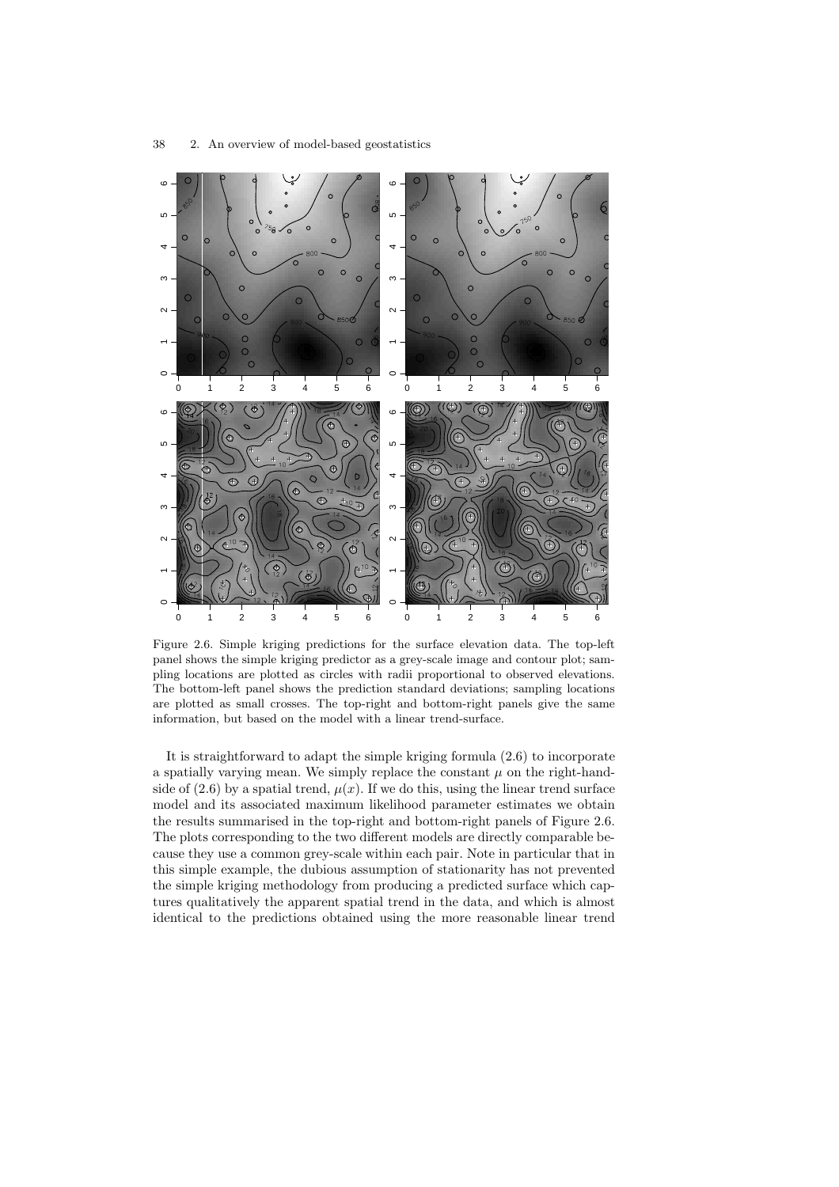Figure 2.6. Simple kriging predictions for the surface elevation data. The top-left panel shows the simple kriging predictor as a grey-scale image and contour plot; sampling locations are plotted as circles with radii proportional to observed elevations. The bottom-left panel shows the prediction standard deviations; sampling locations are plotted as small crosses. The top-right and bottom-right panels give the same information, but based on the model with a linear trend-surface.

It is straightforward to adapt the simple kriging formula (2.6) to incorporate a spatially varying mean. We simply replace the constant $\mu$ on the right-hand-side of (2.6) by a spatial trend, $\mu(x)$. If we do this, using the linear trend surface model and its associated maximum likelihood parameter estimates we obtain the results summarised in the top-right and bottom-right panels of Figure 2.6. The plots corresponding to the two different models are directly comparable because they use a common grey-scale within each pair. Note in particular that in this simple example, the dubious assumption of stationarity has not prevented the simple kriging methodology from producing a predicted surface which captures qualitatively the apparent spatial trend in the data, and which is almost identical to the predictions obtained using the more reasonable linear trend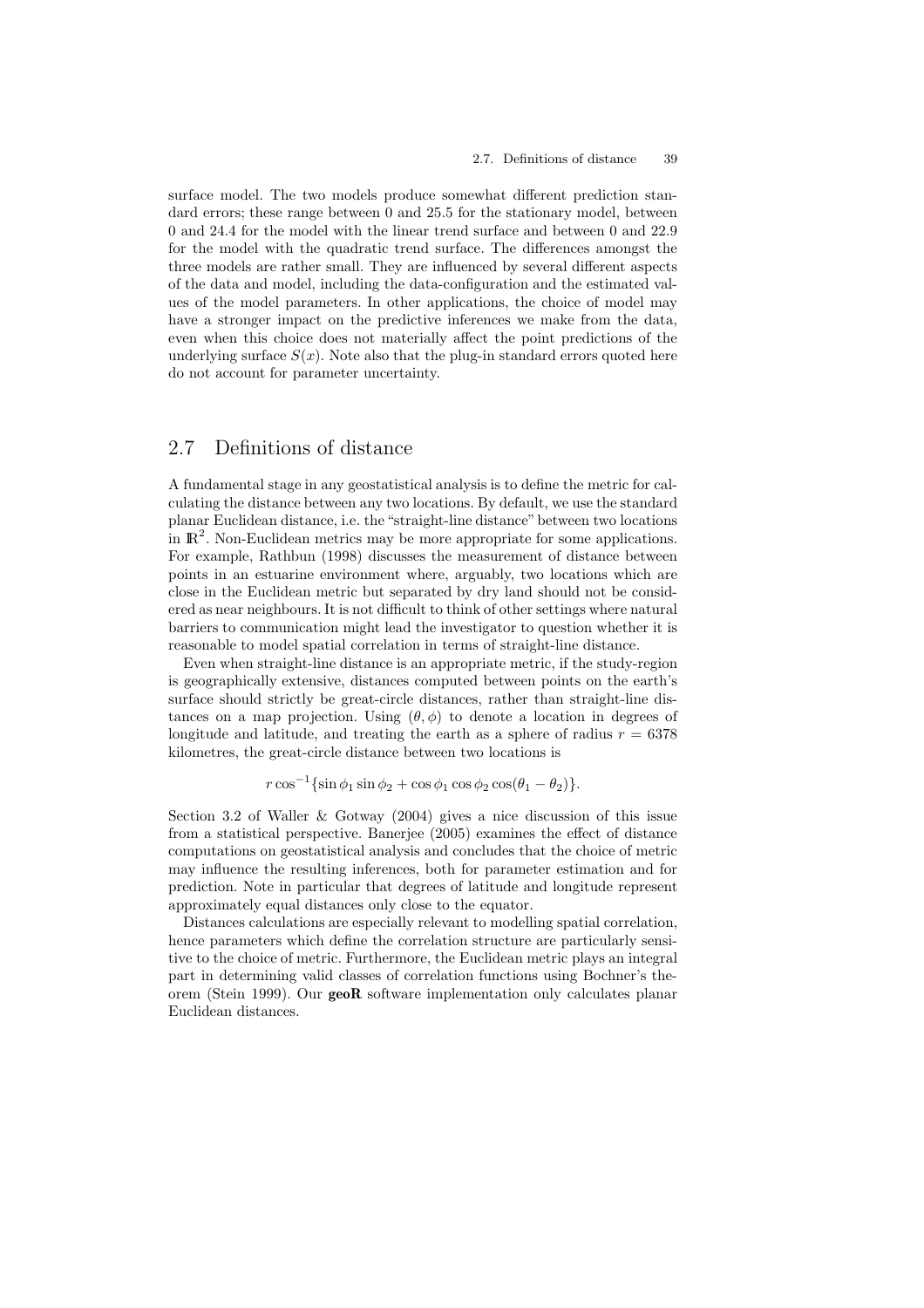surface model. The two models produce somewhat different prediction standard errors; these range between 0 and 25.5 for the stationary model, between 0 and 24.4 for the model with the linear trend surface and between 0 and 22.9 for the model with the quadratic trend surface. The differences amongst the three models are rather small. They are influenced by several different aspects of the data and model, including the data-configuration and the estimated values of the model parameters. In other applications, the choice of model may have a stronger impact on the predictive inferences we make from the data, even when this choice does not materially affect the point predictions of the underlying surface $S(x)$. Note also that the plug-in standard errors quoted here do not account for parameter uncertainty.

## 2.7 Definitions of distance

A fundamental stage in any geostatistical analysis is to define the metric for calculating the distance between any two locations. By default, we use the standard planar Euclidean distance, i.e. the "straight-line distance" between two locations in $\mathbb{R}^2$. Non-Euclidean metrics may be more appropriate for some applications. For example, Rathbun (1998) discusses the measurement of distance between points in an estuarine environment where, arguably, two locations which are close in the Euclidean metric but separated by dry land should not be considered as near neighbours. It is not difficult to think of other settings where natural barriers to communication might lead the investigator to question whether it is reasonable to model spatial correlation in terms of straight-line distance.

Even when straight-line distance is an appropriate metric, if the study-region is geographically extensive, distances computed between points on the earth's surface should strictly be great-circle distances, rather than straight-line distances on a map projection. Using $(\theta, \phi)$ to denote a location in degrees of longitude and latitude, and treating the earth as a sphere of radius $r = 6378$ kilometres, the great-circle distance between two locations is

$$r \cos^{-1}\{\sin\phi_1 \sin\phi_2 + \cos\phi_1 \cos\phi_2 \cos(\theta_1 - \theta_2)\}.$$

Section 3.2 of Waller & Gotway (2004) gives a nice discussion of this issue from a statistical perspective. Banerjee (2005) examines the effect of distance computations on geostatistical analysis and concludes that the choice of metric may influence the resulting inferences, both for parameter estimation and for prediction. Note in particular that degrees of latitude and longitude represent approximately equal distances only close to the equator.

Distances calculations are especially relevant to modelling spatial correlation, hence parameters which define the correlation structure are particularly sensitive to the choice of metric. Furthermore, the Euclidean metric plays an integral part in determining valid classes of correlation functions using Bochner's theorem (Stein 1999). Our **geoR** software implementation only calculates planar Euclidean distances.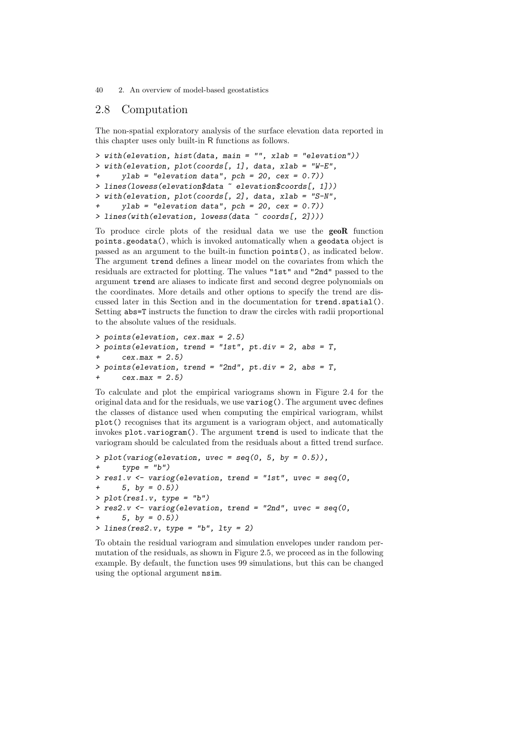## 2.8 Computation

The non-spatial exploratory analysis of the surface elevation data reported in this chapter uses only built-in R functions as follows.

```
> with(elevation, hist(data, main = "", xlab = "elevation"))
> with(elevation, plot(coords[, 1], data, xlab = "W-E",
+     ylab = "elevation data", pch = 20, cex = 0.7))
> lines(lowess(elevation$data ~ elevation$coords[, 1]))
> with(elevation, plot(coords[, 2], data, xlab = "S-N",
+     ylab = "elevation data", pch = 20, cex = 0.7))
> lines(with(elevation, lowess(data ~ coords[, 2])))
```

To produce circle plots of the residual data we use the **geoR** function `points.geodata()`, which is invoked automatically when a `geodata` object is passed as an argument to the built-in function `points()`, as indicated below. The argument `trend` defines a linear model on the covariates from which the residuals are extracted for plotting. The values `"1st"` and `"2nd"` passed to the argument `trend` are aliases to indicate first and second degree polynomials on the coordinates. More details and other options to specify the trend are discussed later in this Section and in the documentation for `trend.spatial()`. Setting `abs=T` instructs the function to draw the circles with radii proportional to the absolute values of the residuals.

```
> points(elevation, cex.max = 2.5)
> points(elevation, trend = "1st", pt.div = 2, abs = T,
+     cex.max = 2.5)
> points(elevation, trend = "2nd", pt.div = 2, abs = T,
+     cex.max = 2.5)
```

To calculate and plot the empirical variograms shown in Figure 2.4 for the original data and for the residuals, we use `variog()`. The argument `uvec` defines the classes of distance used when computing the empirical variogram, whilst `plot()` recognises that its argument is a variogram object, and automatically invokes `plot.variogram()`. The argument `trend` is used to indicate that the variogram should be calculated from the residuals about a fitted trend surface.

```
> plot(variog(elevation, uvec = seq(0, 5, by = 0.5)),
+     type = "b")
> res1.v <- variog(elevation, trend = "1st", uvec = seq(0,
+     5, by = 0.5))
> plot(res1.v, type = "b")
> res2.v <- variog(elevation, trend = "2nd", uvec = seq(0,
+     5, by = 0.5))
> lines(res2.v, type = "b", lty = 2)
```

To obtain the residual variogram and simulation envelopes under random permutation of the residuals, as shown in Figure 2.5, we proceed as in the following example. By default, the function uses 99 simulations, but this can be changed using the optional argument `nsim`.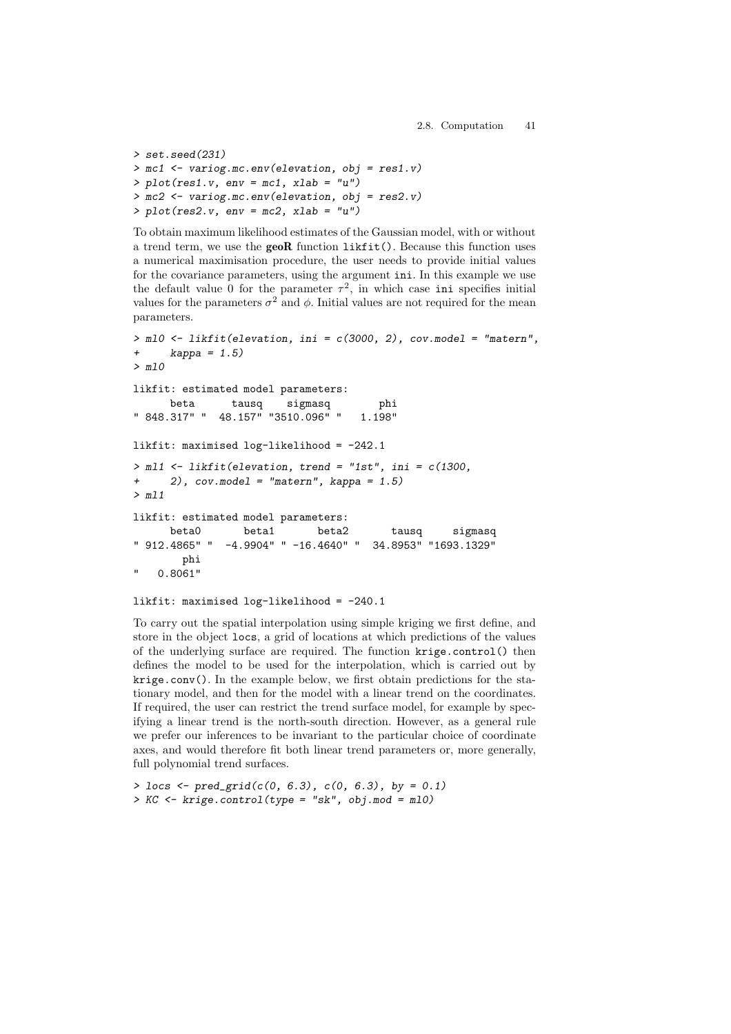```
> set.seed(231)
> mc1 <- variog.mc.env(elevation, obj = res1.v)
> plot(res1.v, env = mc1, xlab = "u")
> mc2 <- variog.mc.env(elevation, obj = res2.v)
> plot(res2.v, env = mc2, xlab = "u")
```

To obtain maximum likelihood estimates of the Gaussian model, with or without a trend term, we use the **geoR** function `likfit()`. Because this function uses a numerical maximisation procedure, the user needs to provide initial values for the covariance parameters, using the argument `ini`. In this example we use the default value 0 for the parameter $\tau^2$, in which case `ini` specifies initial values for the parameters $\sigma^2$ and $\phi$. Initial values are not required for the mean parameters.

```
> ml0 <- likfit(elevation, ini = c(3000, 2), cov.model = "matern",
+     kappa = 1.5)
> ml0

likfit: estimated model parameters:
      beta      tausq    sigmasq        phi
" 848.317" "  48.157" "3510.096" "   1.198"

likfit: maximised log-likelihood = -242.1

> ml1 <- likfit(elevation, trend = "1st", ini = c(1300,
+     2), cov.model = "matern", kappa = 1.5)
> ml1

likfit: estimated model parameters:
      beta0       beta1       beta2       tausq     sigmasq
" 912.4865" "  -4.9904" " -16.4640" "  34.8953" "1693.1329"
        phi
"   0.8061"

likfit: maximised log-likelihood = -240.1
```

To carry out the spatial interpolation using simple kriging we first define, and store in the object `locs`, a grid of locations at which predictions of the values of the underlying surface are required. The function `krige.control()` then defines the model to be used for the interpolation, which is carried out by `krige.conv()`. In the example below, we first obtain predictions for the stationary model, and then for the model with a linear trend on the coordinates. If required, the user can restrict the trend surface model, for example by specifying a linear trend is the north-south direction. However, as a general rule we prefer our inferences to be invariant to the particular choice of coordinate axes, and would therefore fit both linear trend parameters or, more generally, full polynomial trend surfaces.

```
> locs <- pred_grid(c(0, 6.3), c(0, 6.3), by = 0.1)
> KC <- krige.control(type = "sk", obj.mod = ml0)
```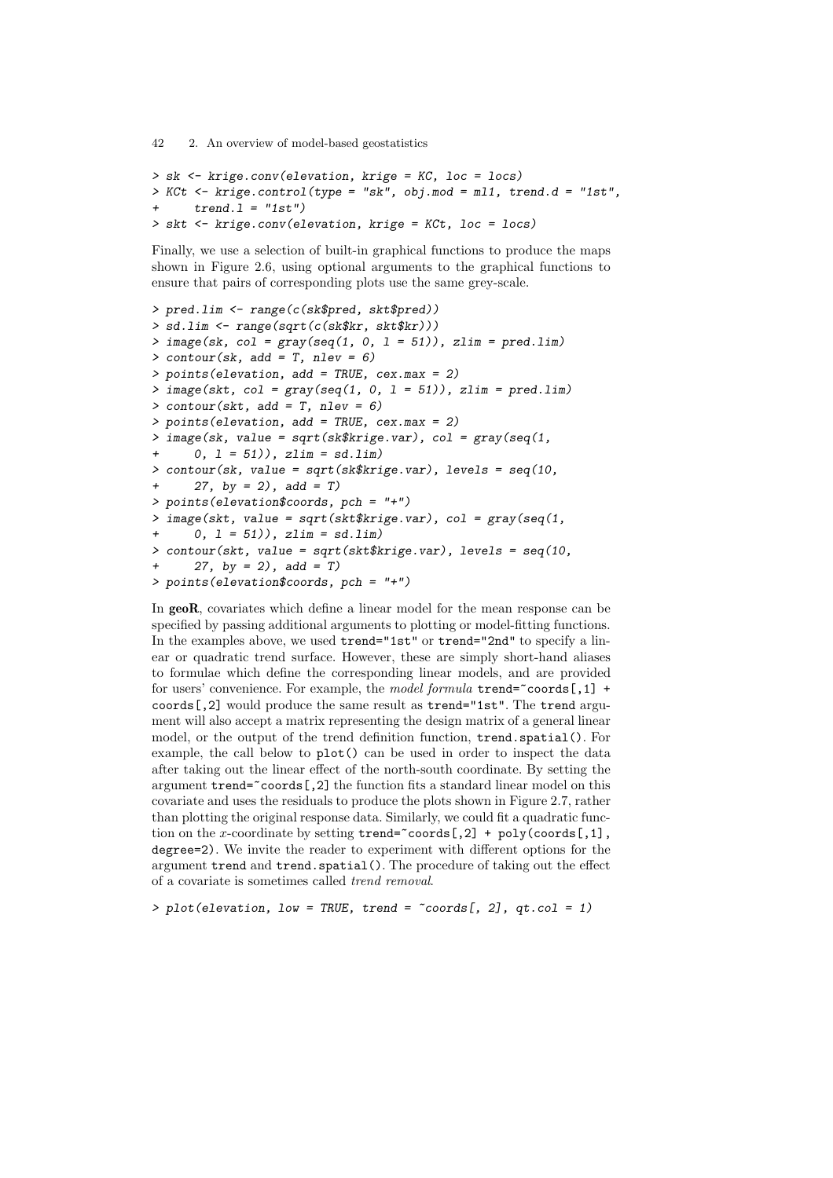```
> sk <- krige.conv(elevation, krige = KC, loc = locs)
> KCt <- krige.control(type = "sk", obj.mod = ml1, trend.d = "1st",
+     trend.l = "1st")
> skt <- krige.conv(elevation, krige = KCt, loc = locs)
```

Finally, we use a selection of built-in graphical functions to produce the maps shown in Figure 2.6, using optional arguments to the graphical functions to ensure that pairs of corresponding plots use the same grey-scale.

```
> pred.lim <- range(c(sk$pred, skt$pred))
> sd.lim <- range(sqrt(c(sk$kr, skt$kr)))
> image(sk, col = gray(seq(1, 0, l = 51)), zlim = pred.lim)
> contour(sk, add = T, nlev = 6)
> points(elevation, add = TRUE, cex.max = 2)
> image(skt, col = gray(seq(1, 0, l = 51)), zlim = pred.lim)
> contour(skt, add = T, nlev = 6)
> points(elevation, add = TRUE, cex.max = 2)
> image(sk, value = sqrt(sk$krige.var), col = gray(seq(1,
+     0, l = 51)), zlim = sd.lim)
> contour(sk, value = sqrt(sk$krige.var), levels = seq(10,
+     27, by = 2), add = T)
> points(elevation$coords, pch = "+")
> image(skt, value = sqrt(skt$krige.var), col = gray(seq(1,
+     0, l = 51)), zlim = sd.lim)
> contour(skt, value = sqrt(skt$krige.var), levels = seq(10,
+     27, by = 2), add = T)
> points(elevation$coords, pch = "+")
```

In **geoR**, covariates which define a linear model for the mean response can be specified by passing additional arguments to plotting or model-fitting functions. In the examples above, we used `trend="1st"` or `trend="2nd"` to specify a linear or quadratic trend surface. However, these are simply short-hand aliases to formulae which define the corresponding linear models, and are provided for users' convenience. For example, the *model formula* `trend=~coords[,1] + coords[,2]` would produce the same result as `trend="1st"`. The `trend` argument will also accept a matrix representing the design matrix of a general linear model, or the output of the trend definition function, `trend.spatial()`. For example, the call below to `plot()` can be used in order to inspect the data after taking out the linear effect of the north-south coordinate. By setting the argument `trend=~coords[,2]` the function fits a standard linear model on this covariate and uses the residuals to produce the plots shown in Figure 2.7, rather than plotting the original response data. Similarly, we could fit a quadratic function on the $x$-coordinate by setting `trend=~coords[,2] + poly(coords[,1], degree=2)`. We invite the reader to experiment with different options for the argument `trend` and `trend.spatial()`. The procedure of taking out the effect of a covariate is sometimes called *trend removal*.

```
> plot(elevation, low = TRUE, trend = ~coords[, 2], qt.col = 1)
```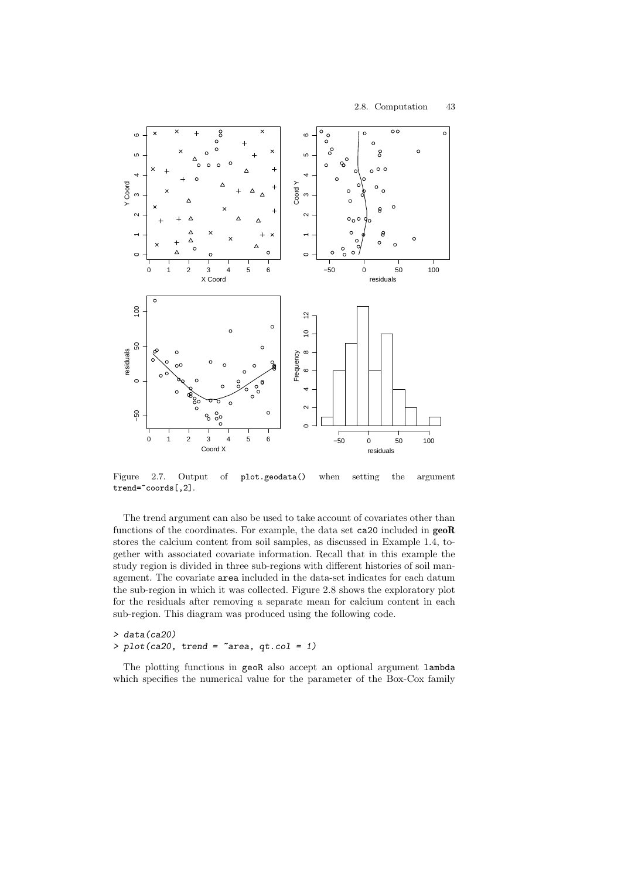Figure 2.7. Output of `plot.geodata()` when setting the argument `trend=~coords[,2]`.

The trend argument can also be used to take account of covariates other than functions of the coordinates. For example, the data set `ca20` included in **geoR** stores the calcium content from soil samples, as discussed in Example 1.4, together with associated covariate information. Recall that in this example the study region is divided in three sub-regions with different histories of soil management. The covariate `area` included in the data-set indicates for each datum the sub-region in which it was collected. Figure 2.8 shows the exploratory plot for the residuals after removing a separate mean for calcium content in each sub-region. This diagram was produced using the following code.

```
> data(ca20)
> plot(ca20, trend = ~area, qt.col = 1)
```

The plotting functions in `geoR` also accept an optional argument `lambda` which specifies the numerical value for the parameter of the Box-Cox family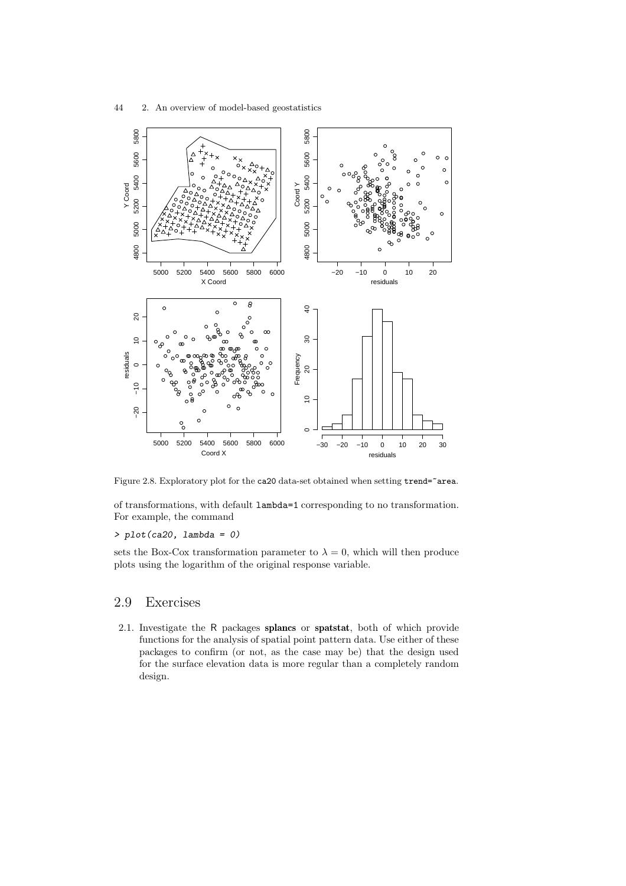Figure 2.8. Exploratory plot for the ca20 data-set obtained when setting `trend=~area`.

of transformations, with default `lambda=1` corresponding to no transformation. For example, the command

```
> plot(ca20, lambda = 0)
```

sets the Box-Cox transformation parameter to $\lambda = 0$, which will then produce plots using the logarithm of the original response variable.

## 2.9 Exercises

2.1. Investigate the R packages **splancs** or **spatstat**, both of which provide functions for the analysis of spatial point pattern data. Use either of these packages to confirm (or not, as the case may be) that the design used for the surface elevation data is more regular than a completely random design.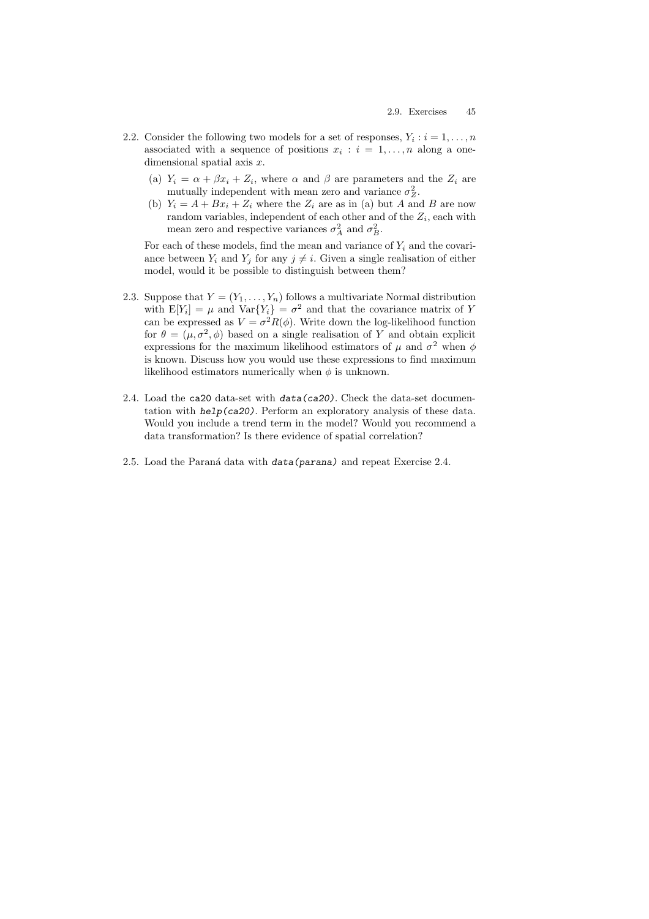2.2. Consider the following two models for a set of responses, $Y_i : i = 1, \ldots, n$ associated with a sequence of positions $x_i : i = 1, \ldots, n$ along a one-dimensional spatial axis $x$.

   (a) $Y_i = \alpha + \beta x_i + Z_i$, where $\alpha$ and $\beta$ are parameters and the $Z_i$ are mutually independent with mean zero and variance $\sigma_Z^2$.

   (b) $Y_i = A + Bx_i + Z_i$ where the $Z_i$ are as in (a) but $A$ and $B$ are now random variables, independent of each other and of the $Z_i$, each with mean zero and respective variances $\sigma_A^2$ and $\sigma_B^2$.

   For each of these models, find the mean and variance of $Y_i$ and the covariance between $Y_i$ and $Y_j$ for any $j \neq i$. Given a single realisation of either model, would it be possible to distinguish between them?

2.3. Suppose that $Y = (Y_1, \ldots, Y_n)$ follows a multivariate Normal distribution with $\mathrm{E}[Y_i] = \mu$ and $\mathrm{Var}\{Y_i\} = \sigma^2$ and that the covariance matrix of $Y$ can be expressed as $V = \sigma^2 R(\phi)$. Write down the log-likelihood function for $\theta = (\mu, \sigma^2, \phi)$ based on a single realisation of $Y$ and obtain explicit expressions for the maximum likelihood estimators of $\mu$ and $\sigma^2$ when $\phi$ is known. Discuss how you would use these expressions to find maximum likelihood estimators numerically when $\phi$ is unknown.

2.4. Load the `ca20` data-set with `data(ca20)`. Check the data-set documentation with `help(ca20)`. Perform an exploratory analysis of these data. Would you include a trend term in the model? Would you recommend a data transformation? Is there evidence of spatial correlation?

2.5. Load the Paraná data with `data(parana)` and repeat Exercise 2.4.